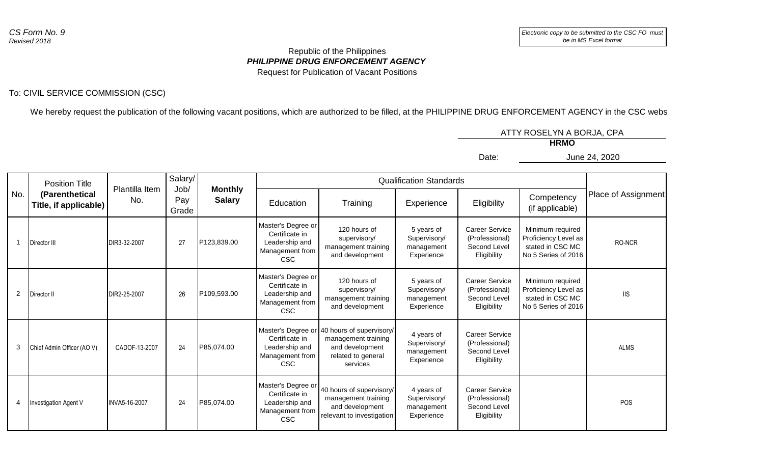*CS Form No. 9*
*Revised 2018*

*Electronic copy to be submitted to the CSC FO must be in MS Excel format*

Republic of the Philippines
***PHILIPPINE DRUG ENFORCEMENT AGENCY***
Request for Publication of Vacant Positions

To: CIVIL SERVICE COMMISSION (CSC)

We hereby request the publication of the following vacant positions, which are authorized to be filled, at the PHILIPPINE DRUG ENFORCEMENT AGENCY in the CSC webs

ATTY ROSELYN A BORJA, CPA
**HRMO**

Date: June 24, 2020

| No. | Position Title **(Parenthetical Title, if applicable)** | Plantilla Item No. | Salary/ Job/ Pay Grade | **Monthly Salary** | Qualification Standards | | | | | Place of Assignment |
|---|---|---|---|---|---|---|---|---|---|---|
| | | | | | Education | Training | Experience | Eligibility | Competency (if applicable) | |
| 1 | Director III | DIR3-32-2007 | 27 | P123,839.00 | Master's Degree or Certificate in Leadership and Management from CSC | 120 hours of supervisory/ management training and development | 5 years of Supervisory/ management Experience | Career Service (Professional) Second Level Eligibility | Minimum required Proficiency Level as stated in CSC MC No 5 Series of 2016 | RO-NCR |
| 2 | Director II | DIR2-25-2007 | 26 | P109,593.00 | Master's Degree or Certificate in Leadership and Management from CSC | 120 hours of supervisory/ management training and development | 5 years of Supervisory/ management Experience | Career Service (Professional) Second Level Eligibility | Minimum required Proficiency Level as stated in CSC MC No 5 Series of 2016 | IIS |
| 3 | Chief Admin Officer (AO V) | CADOF-13-2007 | 24 | P85,074.00 | Master's Degree or Certificate in Leadership and Management from CSC | 40 hours of supervisory/ management training and development related to general services | 4 years of Supervisory/ management Experience | Career Service (Professional) Second Level Eligibility | | ALMS |
| 4 | Investigation Agent V | INVA5-16-2007 | 24 | P85,074.00 | Master's Degree or Certificate in Leadership and Management from CSC | 40 hours of supervisory/ management training and development relevant to investigation | 4 years of Supervisory/ management Experience | Career Service (Professional) Second Level Eligibility | | POS |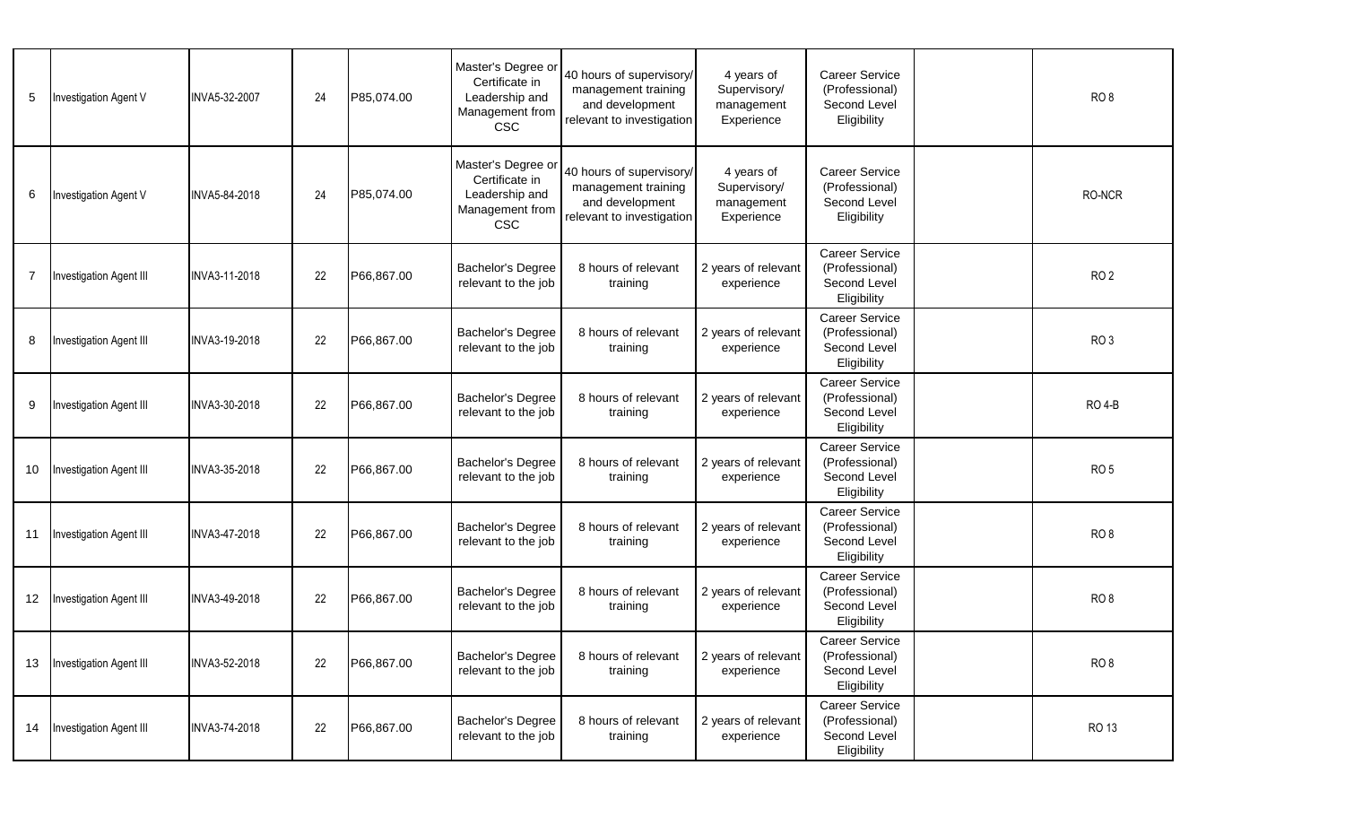| | | | | | | | | | | |
|---|---|---|---|---|---|---|---|---|---|---|
| 5 | Investigation Agent V | INVA5-32-2007 | 24 | P85,074.00 | Master's Degree or Certificate in Leadership and Management from CSC | 40 hours of supervisory/ management training and development relevant to investigation | 4 years of Supervisory/ management Experience | Career Service (Professional) Second Level Eligibility | | RO 8 |
| 6 | Investigation Agent V | INVA5-84-2018 | 24 | P85,074.00 | Master's Degree or Certificate in Leadership and Management from CSC | 40 hours of supervisory/ management training and development relevant to investigation | 4 years of Supervisory/ management Experience | Career Service (Professional) Second Level Eligibility | | RO-NCR |
| 7 | Investigation Agent III | INVA3-11-2018 | 22 | P66,867.00 | Bachelor's Degree relevant to the job | 8 hours of relevant training | 2 years of relevant experience | Career Service (Professional) Second Level Eligibility | | RO 2 |
| 8 | Investigation Agent III | INVA3-19-2018 | 22 | P66,867.00 | Bachelor's Degree relevant to the job | 8 hours of relevant training | 2 years of relevant experience | Career Service (Professional) Second Level Eligibility | | RO 3 |
| 9 | Investigation Agent III | INVA3-30-2018 | 22 | P66,867.00 | Bachelor's Degree relevant to the job | 8 hours of relevant training | 2 years of relevant experience | Career Service (Professional) Second Level Eligibility | | RO 4-B |
| 10 | Investigation Agent III | INVA3-35-2018 | 22 | P66,867.00 | Bachelor's Degree relevant to the job | 8 hours of relevant training | 2 years of relevant experience | Career Service (Professional) Second Level Eligibility | | RO 5 |
| 11 | Investigation Agent III | INVA3-47-2018 | 22 | P66,867.00 | Bachelor's Degree relevant to the job | 8 hours of relevant training | 2 years of relevant experience | Career Service (Professional) Second Level Eligibility | | RO 8 |
| 12 | Investigation Agent III | INVA3-49-2018 | 22 | P66,867.00 | Bachelor's Degree relevant to the job | 8 hours of relevant training | 2 years of relevant experience | Career Service (Professional) Second Level Eligibility | | RO 8 |
| 13 | Investigation Agent III | INVA3-52-2018 | 22 | P66,867.00 | Bachelor's Degree relevant to the job | 8 hours of relevant training | 2 years of relevant experience | Career Service (Professional) Second Level Eligibility | | RO 8 |
| 14 | Investigation Agent III | INVA3-74-2018 | 22 | P66,867.00 | Bachelor's Degree relevant to the job | 8 hours of relevant training | 2 years of relevant experience | Career Service (Professional) Second Level Eligibility | | RO 13 |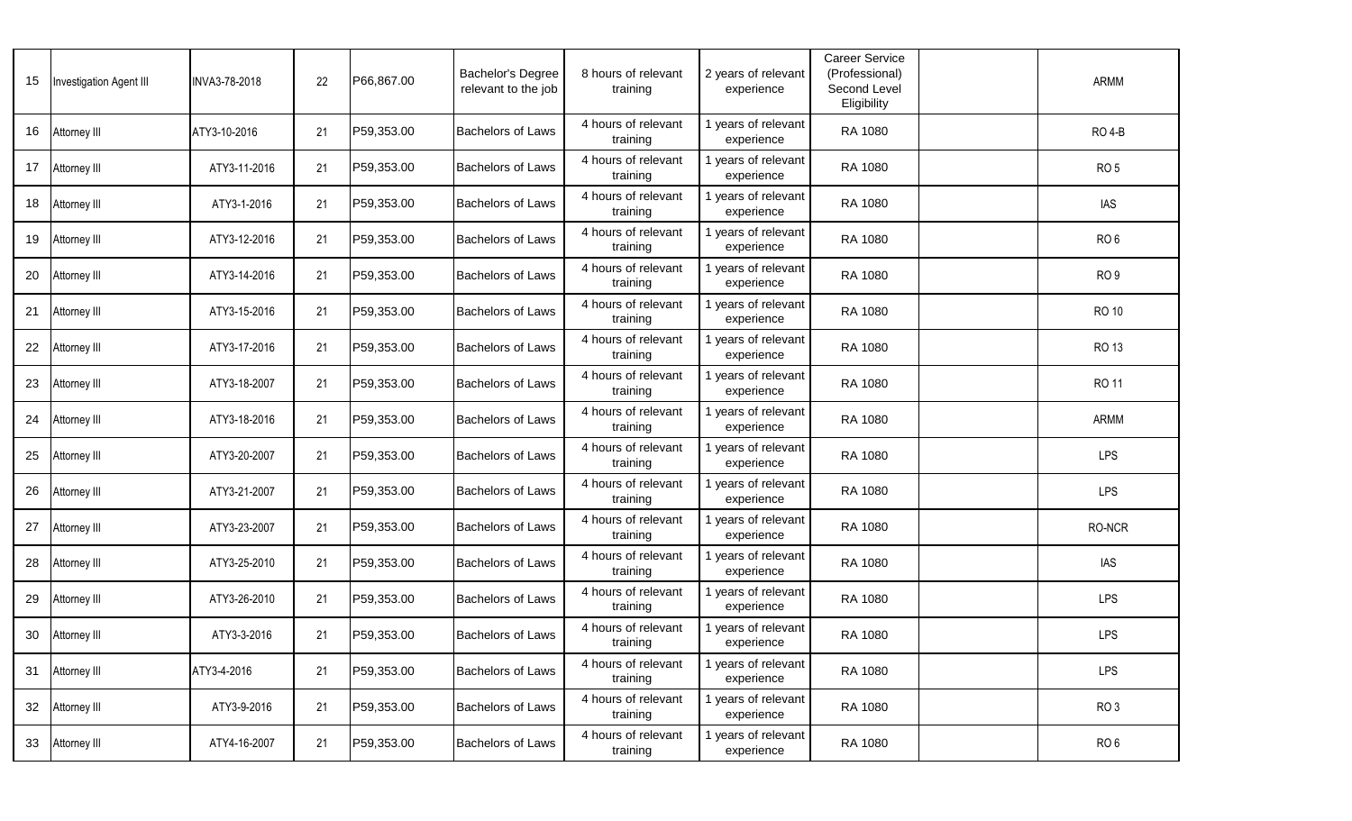| 15 | Investigation Agent III | INVA3-78-2018 | 22 | P66,867.00 | Bachelor's Degree relevant to the job | 8 hours of relevant training | 2 years of relevant experience | Career Service (Professional) Second Level Eligibility | | ARMM |
|---|---|---|---|---|---|---|---|---|---|---|
| 16 | Attorney III | ATY3-10-2016 | 21 | P59,353.00 | Bachelors of Laws | 4 hours of relevant training | 1 years of relevant experience | RA 1080 | | RO 4-B |
| 17 | Attorney III | ATY3-11-2016 | 21 | P59,353.00 | Bachelors of Laws | 4 hours of relevant training | 1 years of relevant experience | RA 1080 | | RO 5 |
| 18 | Attorney III | ATY3-1-2016 | 21 | P59,353.00 | Bachelors of Laws | 4 hours of relevant training | 1 years of relevant experience | RA 1080 | | IAS |
| 19 | Attorney III | ATY3-12-2016 | 21 | P59,353.00 | Bachelors of Laws | 4 hours of relevant training | 1 years of relevant experience | RA 1080 | | RO 6 |
| 20 | Attorney III | ATY3-14-2016 | 21 | P59,353.00 | Bachelors of Laws | 4 hours of relevant training | 1 years of relevant experience | RA 1080 | | RO 9 |
| 21 | Attorney III | ATY3-15-2016 | 21 | P59,353.00 | Bachelors of Laws | 4 hours of relevant training | 1 years of relevant experience | RA 1080 | | RO 10 |
| 22 | Attorney III | ATY3-17-2016 | 21 | P59,353.00 | Bachelors of Laws | 4 hours of relevant training | 1 years of relevant experience | RA 1080 | | RO 13 |
| 23 | Attorney III | ATY3-18-2007 | 21 | P59,353.00 | Bachelors of Laws | 4 hours of relevant training | 1 years of relevant experience | RA 1080 | | RO 11 |
| 24 | Attorney III | ATY3-18-2016 | 21 | P59,353.00 | Bachelors of Laws | 4 hours of relevant training | 1 years of relevant experience | RA 1080 | | ARMM |
| 25 | Attorney III | ATY3-20-2007 | 21 | P59,353.00 | Bachelors of Laws | 4 hours of relevant training | 1 years of relevant experience | RA 1080 | | LPS |
| 26 | Attorney III | ATY3-21-2007 | 21 | P59,353.00 | Bachelors of Laws | 4 hours of relevant training | 1 years of relevant experience | RA 1080 | | LPS |
| 27 | Attorney III | ATY3-23-2007 | 21 | P59,353.00 | Bachelors of Laws | 4 hours of relevant training | 1 years of relevant experience | RA 1080 | | RO-NCR |
| 28 | Attorney III | ATY3-25-2010 | 21 | P59,353.00 | Bachelors of Laws | 4 hours of relevant training | 1 years of relevant experience | RA 1080 | | IAS |
| 29 | Attorney III | ATY3-26-2010 | 21 | P59,353.00 | Bachelors of Laws | 4 hours of relevant training | 1 years of relevant experience | RA 1080 | | LPS |
| 30 | Attorney III | ATY3-3-2016 | 21 | P59,353.00 | Bachelors of Laws | 4 hours of relevant training | 1 years of relevant experience | RA 1080 | | LPS |
| 31 | Attorney III | ATY3-4-2016 | 21 | P59,353.00 | Bachelors of Laws | 4 hours of relevant training | 1 years of relevant experience | RA 1080 | | LPS |
| 32 | Attorney III | ATY3-9-2016 | 21 | P59,353.00 | Bachelors of Laws | 4 hours of relevant training | 1 years of relevant experience | RA 1080 | | RO 3 |
| 33 | Attorney III | ATY4-16-2007 | 21 | P59,353.00 | Bachelors of Laws | 4 hours of relevant training | 1 years of relevant experience | RA 1080 | | RO 6 |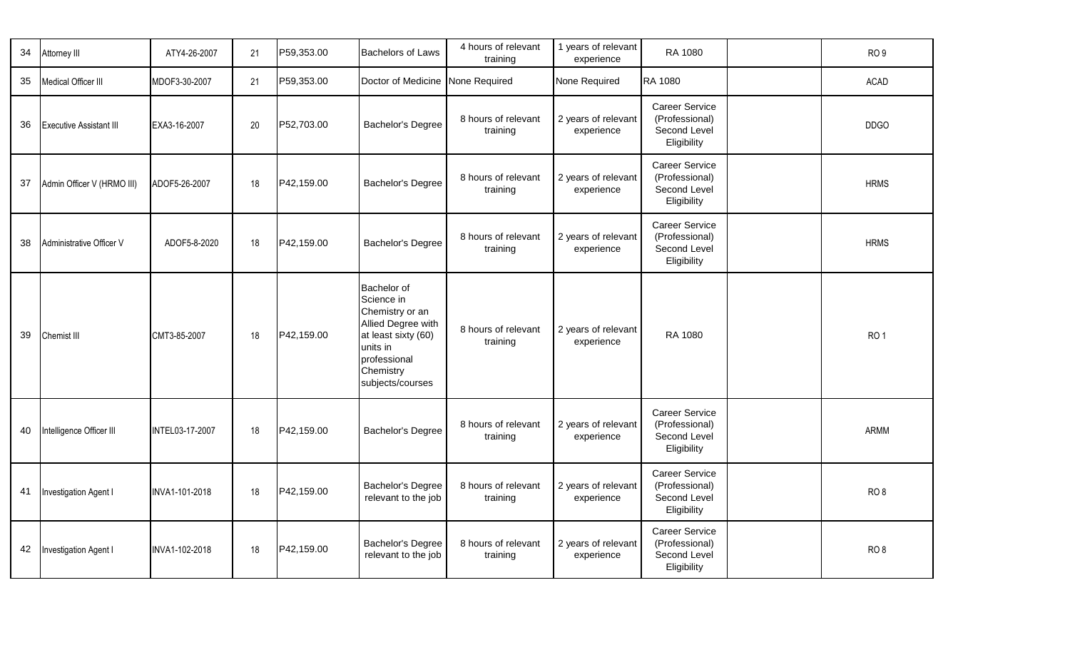| | | | | | | | | | | |
|---|---|---|---|---|---|---|---|---|---|---|
| 34 | Attorney III | ATY4-26-2007 | 21 | P59,353.00 | Bachelors of Laws | 4 hours of relevant training | 1 years of relevant experience | RA 1080 | | RO 9 |
| 35 | Medical Officer III | MDOF3-30-2007 | 21 | P59,353.00 | Doctor of Medicine | None Required | None Required | RA 1080 | | ACAD |
| 36 | Executive Assistant III | EXA3-16-2007 | 20 | P52,703.00 | Bachelor's Degree | 8 hours of relevant training | 2 years of relevant experience | Career Service (Professional) Second Level Eligibility | | DDGO |
| 37 | Admin Officer V (HRMO III) | ADOF5-26-2007 | 18 | P42,159.00 | Bachelor's Degree | 8 hours of relevant training | 2 years of relevant experience | Career Service (Professional) Second Level Eligibility | | HRMS |
| 38 | Administrative Officer V | ADOF5-8-2020 | 18 | P42,159.00 | Bachelor's Degree | 8 hours of relevant training | 2 years of relevant experience | Career Service (Professional) Second Level Eligibility | | HRMS |
| 39 | Chemist III | CMT3-85-2007 | 18 | P42,159.00 | Bachelor of Science in Chemistry or an Allied Degree with at least sixty (60) units in professional Chemistry subjects/courses | 8 hours of relevant training | 2 years of relevant experience | RA 1080 | | RO 1 |
| 40 | Intelligence Officer III | INTEL03-17-2007 | 18 | P42,159.00 | Bachelor's Degree | 8 hours of relevant training | 2 years of relevant experience | Career Service (Professional) Second Level Eligibility | | ARMM |
| 41 | Investigation Agent I | INVA1-101-2018 | 18 | P42,159.00 | Bachelor's Degree relevant to the job | 8 hours of relevant training | 2 years of relevant experience | Career Service (Professional) Second Level Eligibility | | RO 8 |
| 42 | Investigation Agent I | INVA1-102-2018 | 18 | P42,159.00 | Bachelor's Degree relevant to the job | 8 hours of relevant training | 2 years of relevant experience | Career Service (Professional) Second Level Eligibility | | RO 8 |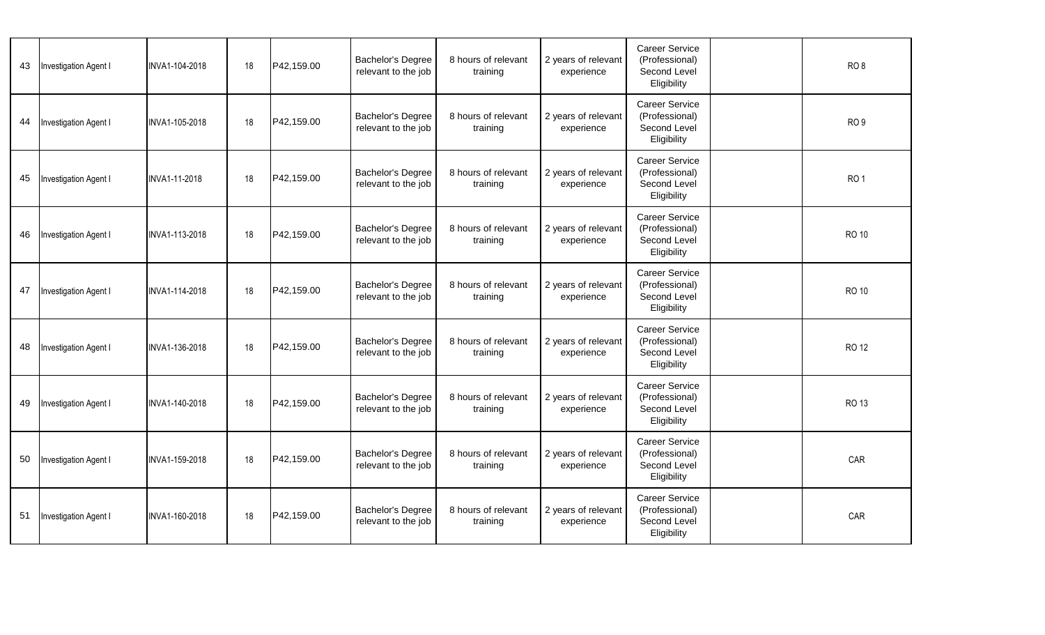| | | | | | | | | | | |
|---|---|---|---|---|---|---|---|---|---|---|
| 43 | Investigation Agent I | INVA1-104-2018 | 18 | P42,159.00 | Bachelor's Degree relevant to the job | 8 hours of relevant training | 2 years of relevant experience | Career Service (Professional) Second Level Eligibility | | RO 8 |
| 44 | Investigation Agent I | INVA1-105-2018 | 18 | P42,159.00 | Bachelor's Degree relevant to the job | 8 hours of relevant training | 2 years of relevant experience | Career Service (Professional) Second Level Eligibility | | RO 9 |
| 45 | Investigation Agent I | INVA1-11-2018 | 18 | P42,159.00 | Bachelor's Degree relevant to the job | 8 hours of relevant training | 2 years of relevant experience | Career Service (Professional) Second Level Eligibility | | RO 1 |
| 46 | Investigation Agent I | INVA1-113-2018 | 18 | P42,159.00 | Bachelor's Degree relevant to the job | 8 hours of relevant training | 2 years of relevant experience | Career Service (Professional) Second Level Eligibility | | RO 10 |
| 47 | Investigation Agent I | INVA1-114-2018 | 18 | P42,159.00 | Bachelor's Degree relevant to the job | 8 hours of relevant training | 2 years of relevant experience | Career Service (Professional) Second Level Eligibility | | RO 10 |
| 48 | Investigation Agent I | INVA1-136-2018 | 18 | P42,159.00 | Bachelor's Degree relevant to the job | 8 hours of relevant training | 2 years of relevant experience | Career Service (Professional) Second Level Eligibility | | RO 12 |
| 49 | Investigation Agent I | INVA1-140-2018 | 18 | P42,159.00 | Bachelor's Degree relevant to the job | 8 hours of relevant training | 2 years of relevant experience | Career Service (Professional) Second Level Eligibility | | RO 13 |
| 50 | Investigation Agent I | INVA1-159-2018 | 18 | P42,159.00 | Bachelor's Degree relevant to the job | 8 hours of relevant training | 2 years of relevant experience | Career Service (Professional) Second Level Eligibility | | CAR |
| 51 | Investigation Agent I | INVA1-160-2018 | 18 | P42,159.00 | Bachelor's Degree relevant to the job | 8 hours of relevant training | 2 years of relevant experience | Career Service (Professional) Second Level Eligibility | | CAR |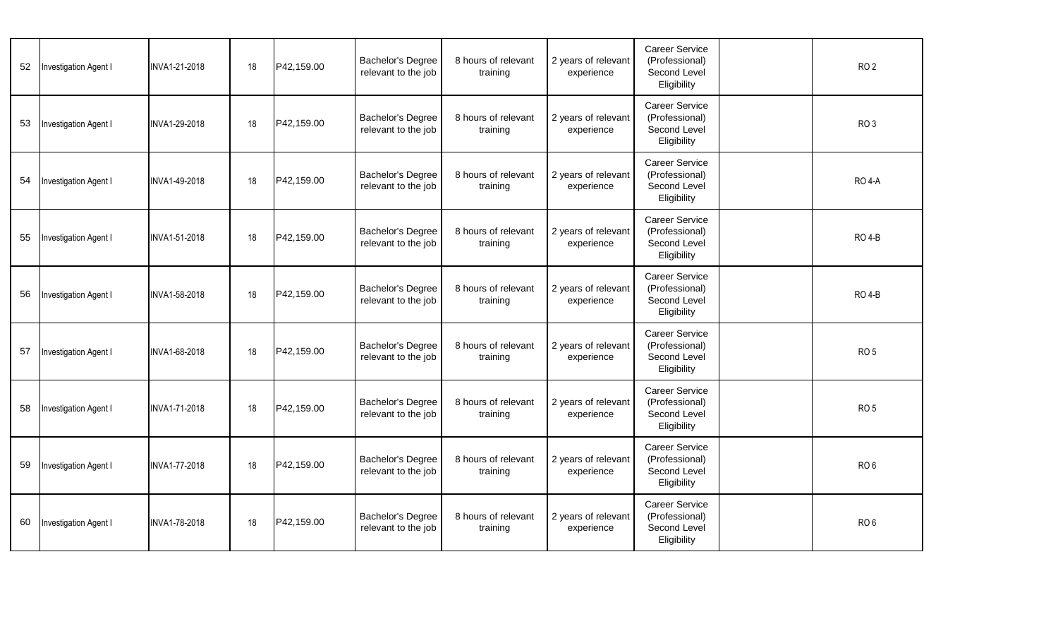| | | | | | | | | | | |
|---|---|---|---|---|---|---|---|---|---|---|
| 52 | Investigation Agent I | INVA1-21-2018 | 18 | P42,159.00 | Bachelor's Degree relevant to the job | 8 hours of relevant training | 2 years of relevant experience | Career Service (Professional) Second Level Eligibility | | RO 2 |
| 53 | Investigation Agent I | INVA1-29-2018 | 18 | P42,159.00 | Bachelor's Degree relevant to the job | 8 hours of relevant training | 2 years of relevant experience | Career Service (Professional) Second Level Eligibility | | RO 3 |
| 54 | Investigation Agent I | INVA1-49-2018 | 18 | P42,159.00 | Bachelor's Degree relevant to the job | 8 hours of relevant training | 2 years of relevant experience | Career Service (Professional) Second Level Eligibility | | RO 4-A |
| 55 | Investigation Agent I | INVA1-51-2018 | 18 | P42,159.00 | Bachelor's Degree relevant to the job | 8 hours of relevant training | 2 years of relevant experience | Career Service (Professional) Second Level Eligibility | | RO 4-B |
| 56 | Investigation Agent I | INVA1-58-2018 | 18 | P42,159.00 | Bachelor's Degree relevant to the job | 8 hours of relevant training | 2 years of relevant experience | Career Service (Professional) Second Level Eligibility | | RO 4-B |
| 57 | Investigation Agent I | INVA1-68-2018 | 18 | P42,159.00 | Bachelor's Degree relevant to the job | 8 hours of relevant training | 2 years of relevant experience | Career Service (Professional) Second Level Eligibility | | RO 5 |
| 58 | Investigation Agent I | INVA1-71-2018 | 18 | P42,159.00 | Bachelor's Degree relevant to the job | 8 hours of relevant training | 2 years of relevant experience | Career Service (Professional) Second Level Eligibility | | RO 5 |
| 59 | Investigation Agent I | INVA1-77-2018 | 18 | P42,159.00 | Bachelor's Degree relevant to the job | 8 hours of relevant training | 2 years of relevant experience | Career Service (Professional) Second Level Eligibility | | RO 6 |
| 60 | Investigation Agent I | INVA1-78-2018 | 18 | P42,159.00 | Bachelor's Degree relevant to the job | 8 hours of relevant training | 2 years of relevant experience | Career Service (Professional) Second Level Eligibility | | RO 6 |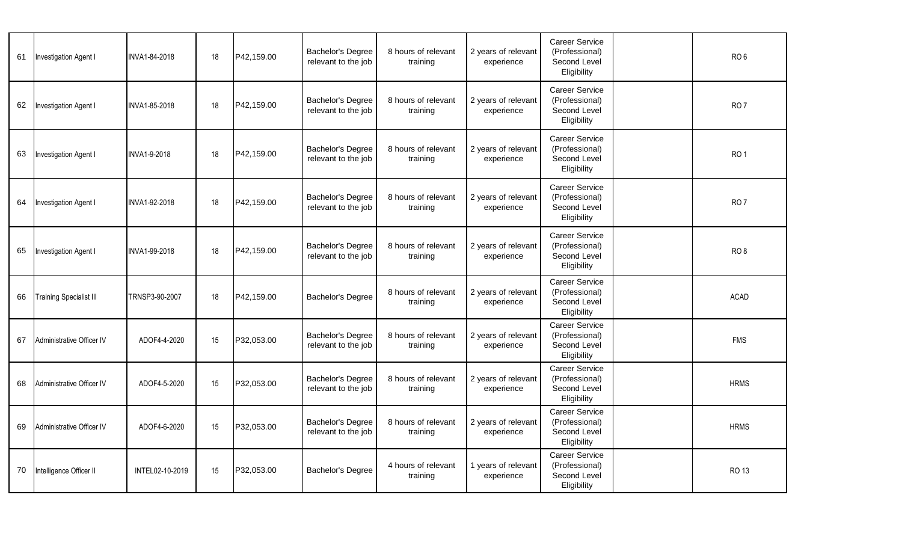| | | | | | | | | | | |
|---|---|---|---|---|---|---|---|---|---|---|
| 61 | Investigation Agent I | INVA1-84-2018 | 18 | P42,159.00 | Bachelor's Degree relevant to the job | 8 hours of relevant training | 2 years of relevant experience | Career Service (Professional) Second Level Eligibility | | RO 6 |
| 62 | Investigation Agent I | INVA1-85-2018 | 18 | P42,159.00 | Bachelor's Degree relevant to the job | 8 hours of relevant training | 2 years of relevant experience | Career Service (Professional) Second Level Eligibility | | RO 7 |
| 63 | Investigation Agent I | INVA1-9-2018 | 18 | P42,159.00 | Bachelor's Degree relevant to the job | 8 hours of relevant training | 2 years of relevant experience | Career Service (Professional) Second Level Eligibility | | RO 1 |
| 64 | Investigation Agent I | INVA1-92-2018 | 18 | P42,159.00 | Bachelor's Degree relevant to the job | 8 hours of relevant training | 2 years of relevant experience | Career Service (Professional) Second Level Eligibility | | RO 7 |
| 65 | Investigation Agent I | INVA1-99-2018 | 18 | P42,159.00 | Bachelor's Degree relevant to the job | 8 hours of relevant training | 2 years of relevant experience | Career Service (Professional) Second Level Eligibility | | RO 8 |
| 66 | Training Specialist III | TRNSP3-90-2007 | 18 | P42,159.00 | Bachelor's Degree | 8 hours of relevant training | 2 years of relevant experience | Career Service (Professional) Second Level Eligibility | | ACAD |
| 67 | Administrative Officer IV | ADOF4-4-2020 | 15 | P32,053.00 | Bachelor's Degree relevant to the job | 8 hours of relevant training | 2 years of relevant experience | Career Service (Professional) Second Level Eligibility | | FMS |
| 68 | Administrative Officer IV | ADOF4-5-2020 | 15 | P32,053.00 | Bachelor's Degree relevant to the job | 8 hours of relevant training | 2 years of relevant experience | Career Service (Professional) Second Level Eligibility | | HRMS |
| 69 | Administrative Officer IV | ADOF4-6-2020 | 15 | P32,053.00 | Bachelor's Degree relevant to the job | 8 hours of relevant training | 2 years of relevant experience | Career Service (Professional) Second Level Eligibility | | HRMS |
| 70 | Intelligence Officer II | INTEL02-10-2019 | 15 | P32,053.00 | Bachelor's Degree | 4 hours of relevant training | 1 years of relevant experience | Career Service (Professional) Second Level Eligibility | | RO 13 |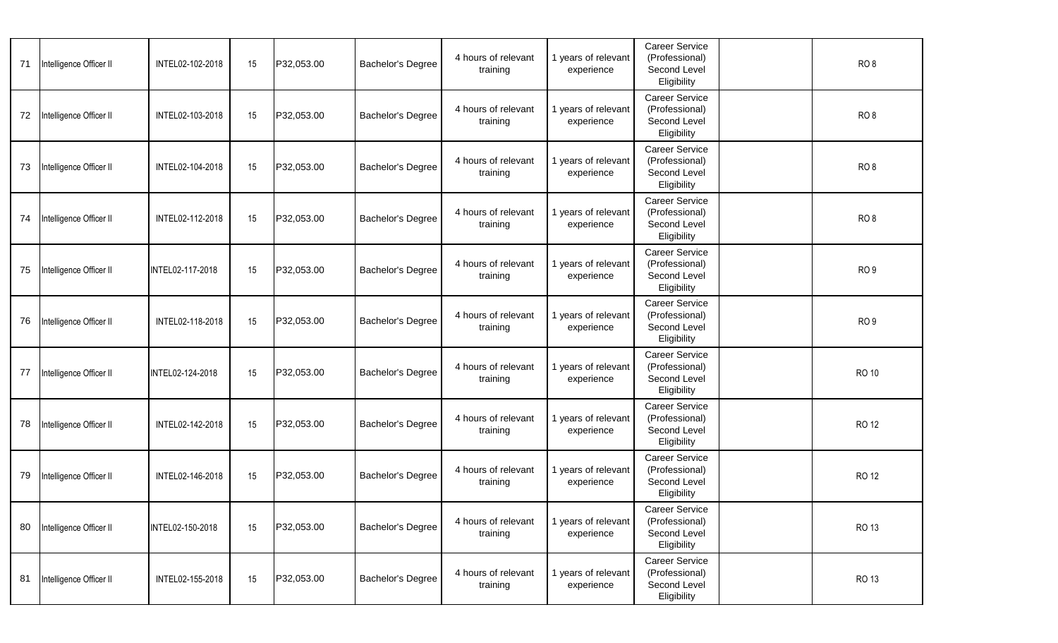| | | | | | | | | | | |
|---|---|---|---|---|---|---|---|---|---|---|
| 71 | Intelligence Officer II | INTEL02-102-2018 | 15 | P32,053.00 | Bachelor's Degree | 4 hours of relevant training | 1 years of relevant experience | Career Service (Professional) Second Level Eligibility | | RO 8 |
| 72 | Intelligence Officer II | INTEL02-103-2018 | 15 | P32,053.00 | Bachelor's Degree | 4 hours of relevant training | 1 years of relevant experience | Career Service (Professional) Second Level Eligibility | | RO 8 |
| 73 | Intelligence Officer II | INTEL02-104-2018 | 15 | P32,053.00 | Bachelor's Degree | 4 hours of relevant training | 1 years of relevant experience | Career Service (Professional) Second Level Eligibility | | RO 8 |
| 74 | Intelligence Officer II | INTEL02-112-2018 | 15 | P32,053.00 | Bachelor's Degree | 4 hours of relevant training | 1 years of relevant experience | Career Service (Professional) Second Level Eligibility | | RO 8 |
| 75 | Intelligence Officer II | INTEL02-117-2018 | 15 | P32,053.00 | Bachelor's Degree | 4 hours of relevant training | 1 years of relevant experience | Career Service (Professional) Second Level Eligibility | | RO 9 |
| 76 | Intelligence Officer II | INTEL02-118-2018 | 15 | P32,053.00 | Bachelor's Degree | 4 hours of relevant training | 1 years of relevant experience | Career Service (Professional) Second Level Eligibility | | RO 9 |
| 77 | Intelligence Officer II | INTEL02-124-2018 | 15 | P32,053.00 | Bachelor's Degree | 4 hours of relevant training | 1 years of relevant experience | Career Service (Professional) Second Level Eligibility | | RO 10 |
| 78 | Intelligence Officer II | INTEL02-142-2018 | 15 | P32,053.00 | Bachelor's Degree | 4 hours of relevant training | 1 years of relevant experience | Career Service (Professional) Second Level Eligibility | | RO 12 |
| 79 | Intelligence Officer II | INTEL02-146-2018 | 15 | P32,053.00 | Bachelor's Degree | 4 hours of relevant training | 1 years of relevant experience | Career Service (Professional) Second Level Eligibility | | RO 12 |
| 80 | Intelligence Officer II | INTEL02-150-2018 | 15 | P32,053.00 | Bachelor's Degree | 4 hours of relevant training | 1 years of relevant experience | Career Service (Professional) Second Level Eligibility | | RO 13 |
| 81 | Intelligence Officer II | INTEL02-155-2018 | 15 | P32,053.00 | Bachelor's Degree | 4 hours of relevant training | 1 years of relevant experience | Career Service (Professional) Second Level Eligibility | | RO 13 |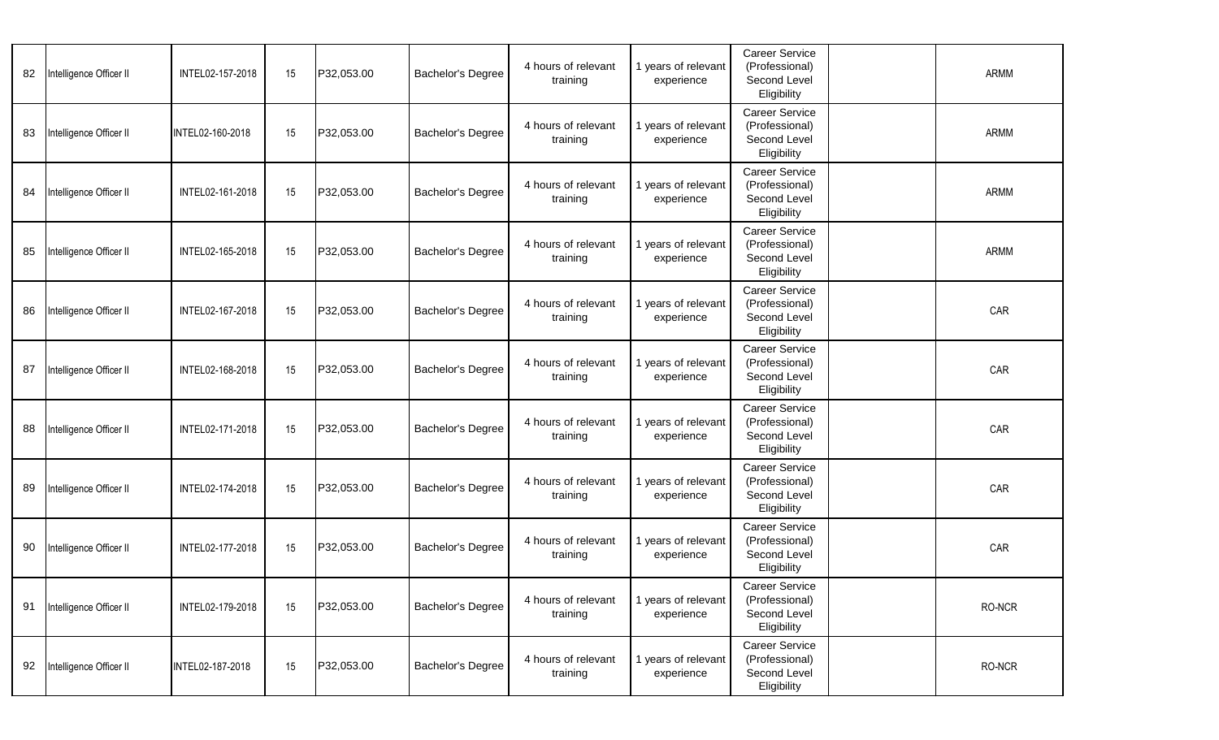| | | | | | | | | | | |
|---|---|---|---|---|---|---|---|---|---|---|
| 82 | Intelligence Officer II | INTEL02-157-2018 | 15 | P32,053.00 | Bachelor's Degree | 4 hours of relevant training | 1 years of relevant experience | Career Service (Professional) Second Level Eligibility | | ARMM |
| 83 | Intelligence Officer II | INTEL02-160-2018 | 15 | P32,053.00 | Bachelor's Degree | 4 hours of relevant training | 1 years of relevant experience | Career Service (Professional) Second Level Eligibility | | ARMM |
| 84 | Intelligence Officer II | INTEL02-161-2018 | 15 | P32,053.00 | Bachelor's Degree | 4 hours of relevant training | 1 years of relevant experience | Career Service (Professional) Second Level Eligibility | | ARMM |
| 85 | Intelligence Officer II | INTEL02-165-2018 | 15 | P32,053.00 | Bachelor's Degree | 4 hours of relevant training | 1 years of relevant experience | Career Service (Professional) Second Level Eligibility | | ARMM |
| 86 | Intelligence Officer II | INTEL02-167-2018 | 15 | P32,053.00 | Bachelor's Degree | 4 hours of relevant training | 1 years of relevant experience | Career Service (Professional) Second Level Eligibility | | CAR |
| 87 | Intelligence Officer II | INTEL02-168-2018 | 15 | P32,053.00 | Bachelor's Degree | 4 hours of relevant training | 1 years of relevant experience | Career Service (Professional) Second Level Eligibility | | CAR |
| 88 | Intelligence Officer II | INTEL02-171-2018 | 15 | P32,053.00 | Bachelor's Degree | 4 hours of relevant training | 1 years of relevant experience | Career Service (Professional) Second Level Eligibility | | CAR |
| 89 | Intelligence Officer II | INTEL02-174-2018 | 15 | P32,053.00 | Bachelor's Degree | 4 hours of relevant training | 1 years of relevant experience | Career Service (Professional) Second Level Eligibility | | CAR |
| 90 | Intelligence Officer II | INTEL02-177-2018 | 15 | P32,053.00 | Bachelor's Degree | 4 hours of relevant training | 1 years of relevant experience | Career Service (Professional) Second Level Eligibility | | CAR |
| 91 | Intelligence Officer II | INTEL02-179-2018 | 15 | P32,053.00 | Bachelor's Degree | 4 hours of relevant training | 1 years of relevant experience | Career Service (Professional) Second Level Eligibility | | RO-NCR |
| 92 | Intelligence Officer II | INTEL02-187-2018 | 15 | P32,053.00 | Bachelor's Degree | 4 hours of relevant training | 1 years of relevant experience | Career Service (Professional) Second Level Eligibility | | RO-NCR |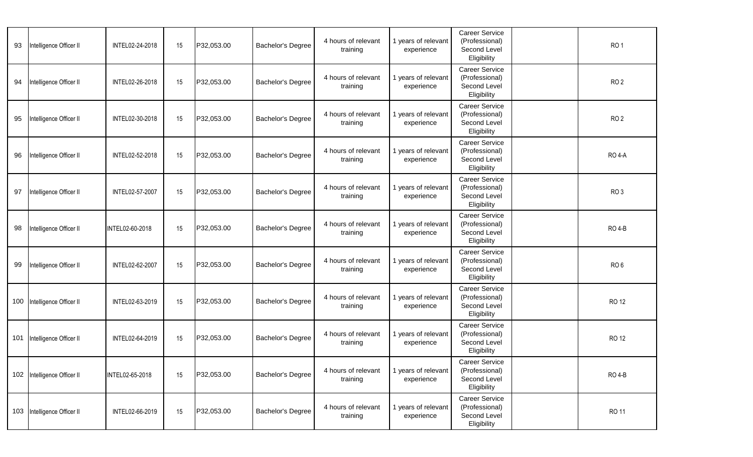| 93 | Intelligence Officer II | INTEL02-24-2018 | 15 | P32,053.00 | Bachelor's Degree | 4 hours of relevant training | 1 years of relevant experience | Career Service (Professional) Second Level Eligibility | | RO 1 |
|---|---|---|---|---|---|---|---|---|---|---|
| 94 | Intelligence Officer II | INTEL02-26-2018 | 15 | P32,053.00 | Bachelor's Degree | 4 hours of relevant training | 1 years of relevant experience | Career Service (Professional) Second Level Eligibility | | RO 2 |
| 95 | Intelligence Officer II | INTEL02-30-2018 | 15 | P32,053.00 | Bachelor's Degree | 4 hours of relevant training | 1 years of relevant experience | Career Service (Professional) Second Level Eligibility | | RO 2 |
| 96 | Intelligence Officer II | INTEL02-52-2018 | 15 | P32,053.00 | Bachelor's Degree | 4 hours of relevant training | 1 years of relevant experience | Career Service (Professional) Second Level Eligibility | | RO 4-A |
| 97 | Intelligence Officer II | INTEL02-57-2007 | 15 | P32,053.00 | Bachelor's Degree | 4 hours of relevant training | 1 years of relevant experience | Career Service (Professional) Second Level Eligibility | | RO 3 |
| 98 | Intelligence Officer II | INTEL02-60-2018 | 15 | P32,053.00 | Bachelor's Degree | 4 hours of relevant training | 1 years of relevant experience | Career Service (Professional) Second Level Eligibility | | RO 4-B |
| 99 | Intelligence Officer II | INTEL02-62-2007 | 15 | P32,053.00 | Bachelor's Degree | 4 hours of relevant training | 1 years of relevant experience | Career Service (Professional) Second Level Eligibility | | RO 6 |
| 100 | Intelligence Officer II | INTEL02-63-2019 | 15 | P32,053.00 | Bachelor's Degree | 4 hours of relevant training | 1 years of relevant experience | Career Service (Professional) Second Level Eligibility | | RO 12 |
| 101 | Intelligence Officer II | INTEL02-64-2019 | 15 | P32,053.00 | Bachelor's Degree | 4 hours of relevant training | 1 years of relevant experience | Career Service (Professional) Second Level Eligibility | | RO 12 |
| 102 | Intelligence Officer II | INTEL02-65-2018 | 15 | P32,053.00 | Bachelor's Degree | 4 hours of relevant training | 1 years of relevant experience | Career Service (Professional) Second Level Eligibility | | RO 4-B |
| 103 | Intelligence Officer II | INTEL02-66-2019 | 15 | P32,053.00 | Bachelor's Degree | 4 hours of relevant training | 1 years of relevant experience | Career Service (Professional) Second Level Eligibility | | RO 11 |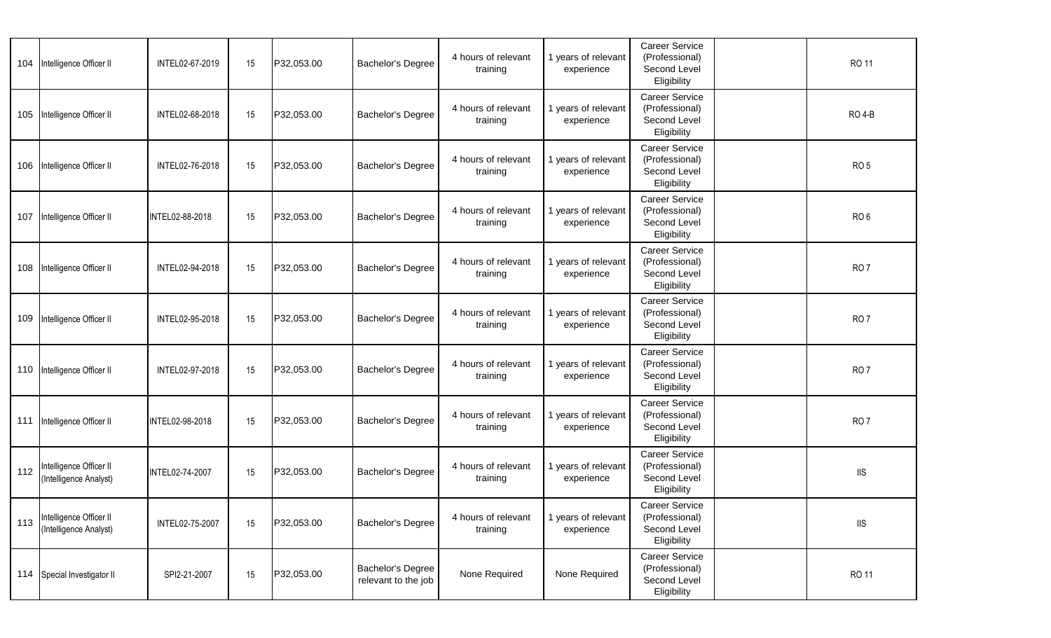| | | | | | | | | | | |
|---|---|---|---|---|---|---|---|---|---|---|
| 104 | Intelligence Officer II | INTEL02-67-2019 | 15 | P32,053.00 | Bachelor's Degree | 4 hours of relevant training | 1 years of relevant experience | Career Service (Professional) Second Level Eligibility | | RO 11 |
| 105 | Intelligence Officer II | INTEL02-68-2018 | 15 | P32,053.00 | Bachelor's Degree | 4 hours of relevant training | 1 years of relevant experience | Career Service (Professional) Second Level Eligibility | | RO 4-B |
| 106 | Intelligence Officer II | INTEL02-76-2018 | 15 | P32,053.00 | Bachelor's Degree | 4 hours of relevant training | 1 years of relevant experience | Career Service (Professional) Second Level Eligibility | | RO 5 |
| 107 | Intelligence Officer II | INTEL02-88-2018 | 15 | P32,053.00 | Bachelor's Degree | 4 hours of relevant training | 1 years of relevant experience | Career Service (Professional) Second Level Eligibility | | RO 6 |
| 108 | Intelligence Officer II | INTEL02-94-2018 | 15 | P32,053.00 | Bachelor's Degree | 4 hours of relevant training | 1 years of relevant experience | Career Service (Professional) Second Level Eligibility | | RO 7 |
| 109 | Intelligence Officer II | INTEL02-95-2018 | 15 | P32,053.00 | Bachelor's Degree | 4 hours of relevant training | 1 years of relevant experience | Career Service (Professional) Second Level Eligibility | | RO 7 |
| 110 | Intelligence Officer II | INTEL02-97-2018 | 15 | P32,053.00 | Bachelor's Degree | 4 hours of relevant training | 1 years of relevant experience | Career Service (Professional) Second Level Eligibility | | RO 7 |
| 111 | Intelligence Officer II | INTEL02-98-2018 | 15 | P32,053.00 | Bachelor's Degree | 4 hours of relevant training | 1 years of relevant experience | Career Service (Professional) Second Level Eligibility | | RO 7 |
| 112 | Intelligence Officer II (Intelligence Analyst) | INTEL02-74-2007 | 15 | P32,053.00 | Bachelor's Degree | 4 hours of relevant training | 1 years of relevant experience | Career Service (Professional) Second Level Eligibility | | IIS |
| 113 | Intelligence Officer II (Intelligence Analyst) | INTEL02-75-2007 | 15 | P32,053.00 | Bachelor's Degree | 4 hours of relevant training | 1 years of relevant experience | Career Service (Professional) Second Level Eligibility | | IIS |
| 114 | Special Investigator II | SPI2-21-2007 | 15 | P32,053.00 | Bachelor's Degree relevant to the job | None Required | None Required | Career Service (Professional) Second Level Eligibility | | RO 11 |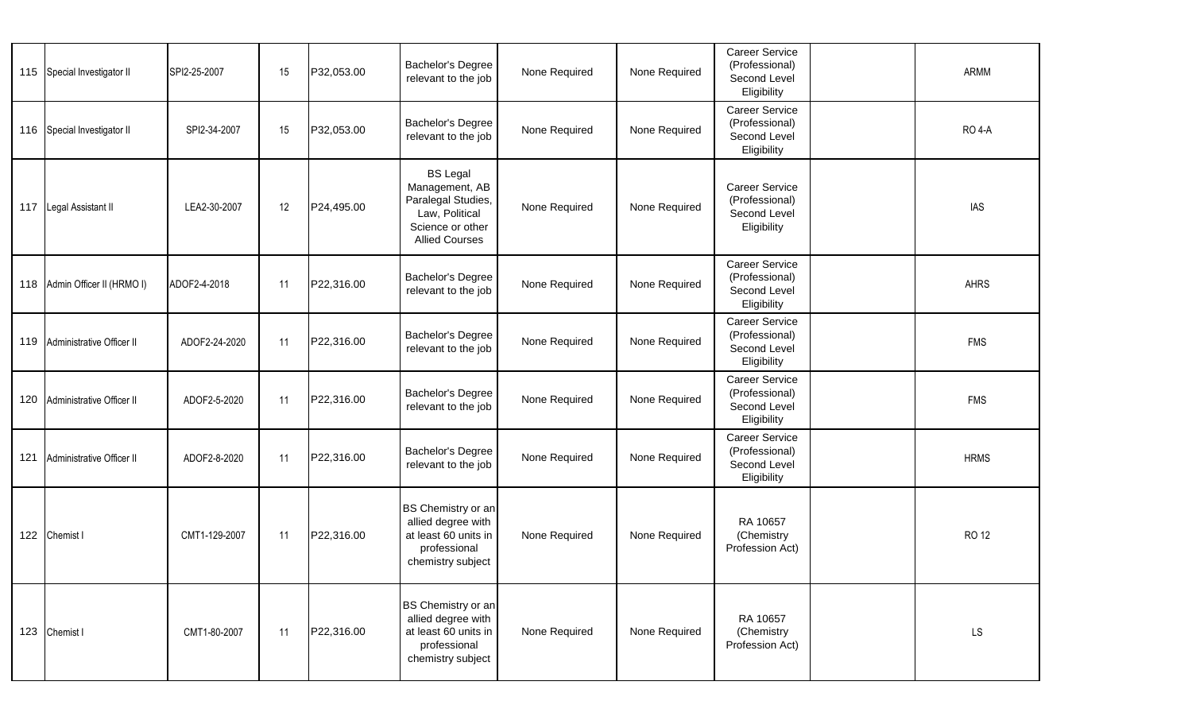| | | | | | | | | | | |
|---|---|---|---|---|---|---|---|---|---|---|
| 115 | Special Investigator II | SPI2-25-2007 | 15 | P32,053.00 | Bachelor's Degree relevant to the job | None Required | None Required | Career Service (Professional) Second Level Eligibility | | ARMM |
| 116 | Special Investigator II | SPI2-34-2007 | 15 | P32,053.00 | Bachelor's Degree relevant to the job | None Required | None Required | Career Service (Professional) Second Level Eligibility | | RO 4-A |
| 117 | Legal Assistant II | LEA2-30-2007 | 12 | P24,495.00 | BS Legal Management, AB Paralegal Studies, Law, Political Science or other Allied Courses | None Required | None Required | Career Service (Professional) Second Level Eligibility | | IAS |
| 118 | Admin Officer II (HRMO I) | ADOF2-4-2018 | 11 | P22,316.00 | Bachelor's Degree relevant to the job | None Required | None Required | Career Service (Professional) Second Level Eligibility | | AHRS |
| 119 | Administrative Officer II | ADOF2-24-2020 | 11 | P22,316.00 | Bachelor's Degree relevant to the job | None Required | None Required | Career Service (Professional) Second Level Eligibility | | FMS |
| 120 | Administrative Officer II | ADOF2-5-2020 | 11 | P22,316.00 | Bachelor's Degree relevant to the job | None Required | None Required | Career Service (Professional) Second Level Eligibility | | FMS |
| 121 | Administrative Officer II | ADOF2-8-2020 | 11 | P22,316.00 | Bachelor's Degree relevant to the job | None Required | None Required | Career Service (Professional) Second Level Eligibility | | HRMS |
| 122 | Chemist I | CMT1-129-2007 | 11 | P22,316.00 | BS Chemistry or an allied degree with at least 60 units in professional chemistry subject | None Required | None Required | RA 10657 (Chemistry Profession Act) | | RO 12 |
| 123 | Chemist I | CMT1-80-2007 | 11 | P22,316.00 | BS Chemistry or an allied degree with at least 60 units in professional chemistry subject | None Required | None Required | RA 10657 (Chemistry Profession Act) | | LS |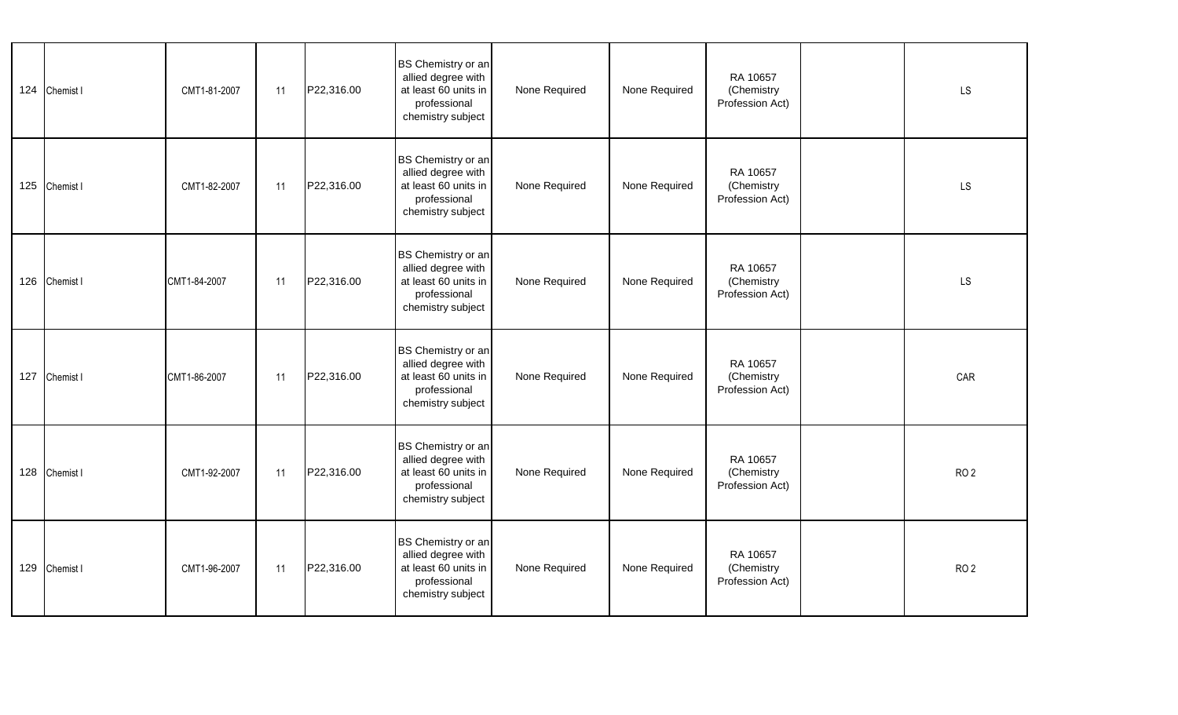| | | | | | | | | | | |
|---|---|---|---|---|---|---|---|---|---|---|
| 124 | Chemist I | CMT1-81-2007 | 11 | P22,316.00 | BS Chemistry or an allied degree with at least 60 units in professional chemistry subject | None Required | None Required | RA 10657 (Chemistry Profession Act) | | LS |
| 125 | Chemist I | CMT1-82-2007 | 11 | P22,316.00 | BS Chemistry or an allied degree with at least 60 units in professional chemistry subject | None Required | None Required | RA 10657 (Chemistry Profession Act) | | LS |
| 126 | Chemist I | CMT1-84-2007 | 11 | P22,316.00 | BS Chemistry or an allied degree with at least 60 units in professional chemistry subject | None Required | None Required | RA 10657 (Chemistry Profession Act) | | LS |
| 127 | Chemist I | CMT1-86-2007 | 11 | P22,316.00 | BS Chemistry or an allied degree with at least 60 units in professional chemistry subject | None Required | None Required | RA 10657 (Chemistry Profession Act) | | CAR |
| 128 | Chemist I | CMT1-92-2007 | 11 | P22,316.00 | BS Chemistry or an allied degree with at least 60 units in professional chemistry subject | None Required | None Required | RA 10657 (Chemistry Profession Act) | | RO 2 |
| 129 | Chemist I | CMT1-96-2007 | 11 | P22,316.00 | BS Chemistry or an allied degree with at least 60 units in professional chemistry subject | None Required | None Required | RA 10657 (Chemistry Profession Act) | | RO 2 |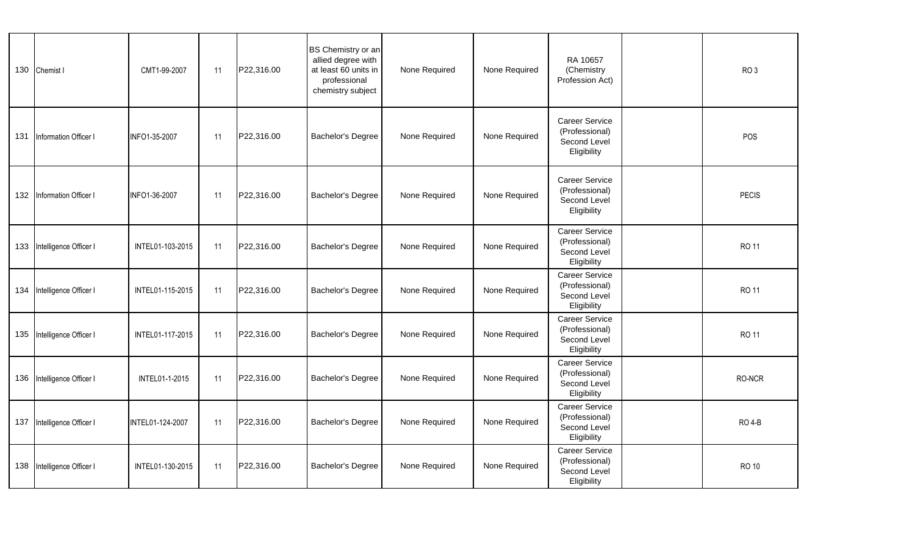| | | | | | | | | | | |
|---|---|---|---|---|---|---|---|---|---|---|
| 130 | Chemist I | CMT1-99-2007 | 11 | P22,316.00 | BS Chemistry or an allied degree with at least 60 units in professional chemistry subject | None Required | None Required | RA 10657 (Chemistry Profession Act) | | RO 3 |
| 131 | Information Officer I | INFO1-35-2007 | 11 | P22,316.00 | Bachelor's Degree | None Required | None Required | Career Service (Professional) Second Level Eligibility | | POS |
| 132 | Information Officer I | INFO1-36-2007 | 11 | P22,316.00 | Bachelor's Degree | None Required | None Required | Career Service (Professional) Second Level Eligibility | | PECIS |
| 133 | Intelligence Officer I | INTEL01-103-2015 | 11 | P22,316.00 | Bachelor's Degree | None Required | None Required | Career Service (Professional) Second Level Eligibility | | RO 11 |
| 134 | Intelligence Officer I | INTEL01-115-2015 | 11 | P22,316.00 | Bachelor's Degree | None Required | None Required | Career Service (Professional) Second Level Eligibility | | RO 11 |
| 135 | Intelligence Officer I | INTEL01-117-2015 | 11 | P22,316.00 | Bachelor's Degree | None Required | None Required | Career Service (Professional) Second Level Eligibility | | RO 11 |
| 136 | Intelligence Officer I | INTEL01-1-2015 | 11 | P22,316.00 | Bachelor's Degree | None Required | None Required | Career Service (Professional) Second Level Eligibility | | RO-NCR |
| 137 | Intelligence Officer I | INTEL01-124-2007 | 11 | P22,316.00 | Bachelor's Degree | None Required | None Required | Career Service (Professional) Second Level Eligibility | | RO 4-B |
| 138 | Intelligence Officer I | INTEL01-130-2015 | 11 | P22,316.00 | Bachelor's Degree | None Required | None Required | Career Service (Professional) Second Level Eligibility | | RO 10 |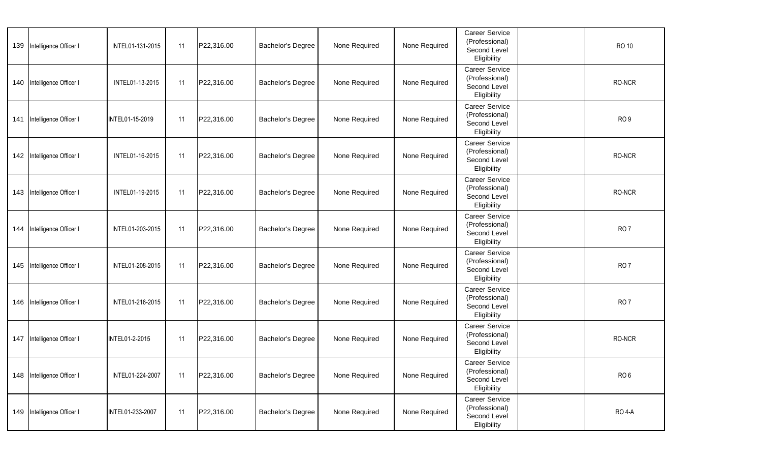| | | | | | | | | | | |
|---|---|---|---|---|---|---|---|---|---|---|
| 139 | Intelligence Officer I | INTEL01-131-2015 | 11 | P22,316.00 | Bachelor's Degree | None Required | None Required | Career Service (Professional) Second Level Eligibility | | RO 10 |
| 140 | Intelligence Officer I | INTEL01-13-2015 | 11 | P22,316.00 | Bachelor's Degree | None Required | None Required | Career Service (Professional) Second Level Eligibility | | RO-NCR |
| 141 | Intelligence Officer I | INTEL01-15-2019 | 11 | P22,316.00 | Bachelor's Degree | None Required | None Required | Career Service (Professional) Second Level Eligibility | | RO 9 |
| 142 | Intelligence Officer I | INTEL01-16-2015 | 11 | P22,316.00 | Bachelor's Degree | None Required | None Required | Career Service (Professional) Second Level Eligibility | | RO-NCR |
| 143 | Intelligence Officer I | INTEL01-19-2015 | 11 | P22,316.00 | Bachelor's Degree | None Required | None Required | Career Service (Professional) Second Level Eligibility | | RO-NCR |
| 144 | Intelligence Officer I | INTEL01-203-2015 | 11 | P22,316.00 | Bachelor's Degree | None Required | None Required | Career Service (Professional) Second Level Eligibility | | RO 7 |
| 145 | Intelligence Officer I | INTEL01-208-2015 | 11 | P22,316.00 | Bachelor's Degree | None Required | None Required | Career Service (Professional) Second Level Eligibility | | RO 7 |
| 146 | Intelligence Officer I | INTEL01-216-2015 | 11 | P22,316.00 | Bachelor's Degree | None Required | None Required | Career Service (Professional) Second Level Eligibility | | RO 7 |
| 147 | Intelligence Officer I | INTEL01-2-2015 | 11 | P22,316.00 | Bachelor's Degree | None Required | None Required | Career Service (Professional) Second Level Eligibility | | RO-NCR |
| 148 | Intelligence Officer I | INTEL01-224-2007 | 11 | P22,316.00 | Bachelor's Degree | None Required | None Required | Career Service (Professional) Second Level Eligibility | | RO 6 |
| 149 | Intelligence Officer I | INTEL01-233-2007 | 11 | P22,316.00 | Bachelor's Degree | None Required | None Required | Career Service (Professional) Second Level Eligibility | | RO 4-A |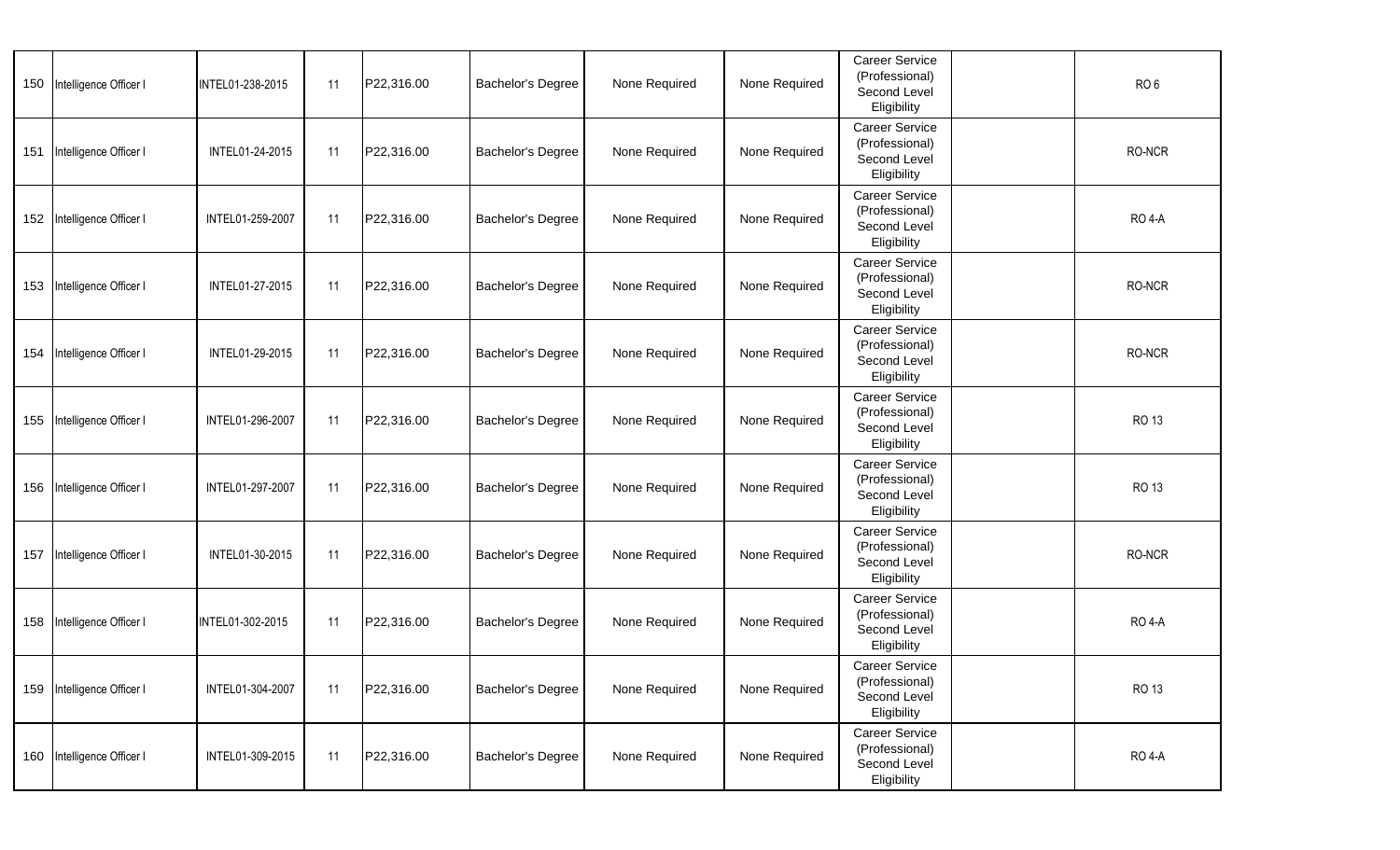| | | | | | | | | | | |
|---|---|---|---|---|---|---|---|---|---|---|
| 150 | Intelligence Officer I | INTEL01-238-2015 | 11 | P22,316.00 | Bachelor's Degree | None Required | None Required | Career Service (Professional) Second Level Eligibility | | RO 6 |
| 151 | Intelligence Officer I | INTEL01-24-2015 | 11 | P22,316.00 | Bachelor's Degree | None Required | None Required | Career Service (Professional) Second Level Eligibility | | RO-NCR |
| 152 | Intelligence Officer I | INTEL01-259-2007 | 11 | P22,316.00 | Bachelor's Degree | None Required | None Required | Career Service (Professional) Second Level Eligibility | | RO 4-A |
| 153 | Intelligence Officer I | INTEL01-27-2015 | 11 | P22,316.00 | Bachelor's Degree | None Required | None Required | Career Service (Professional) Second Level Eligibility | | RO-NCR |
| 154 | Intelligence Officer I | INTEL01-29-2015 | 11 | P22,316.00 | Bachelor's Degree | None Required | None Required | Career Service (Professional) Second Level Eligibility | | RO-NCR |
| 155 | Intelligence Officer I | INTEL01-296-2007 | 11 | P22,316.00 | Bachelor's Degree | None Required | None Required | Career Service (Professional) Second Level Eligibility | | RO 13 |
| 156 | Intelligence Officer I | INTEL01-297-2007 | 11 | P22,316.00 | Bachelor's Degree | None Required | None Required | Career Service (Professional) Second Level Eligibility | | RO 13 |
| 157 | Intelligence Officer I | INTEL01-30-2015 | 11 | P22,316.00 | Bachelor's Degree | None Required | None Required | Career Service (Professional) Second Level Eligibility | | RO-NCR |
| 158 | Intelligence Officer I | INTEL01-302-2015 | 11 | P22,316.00 | Bachelor's Degree | None Required | None Required | Career Service (Professional) Second Level Eligibility | | RO 4-A |
| 159 | Intelligence Officer I | INTEL01-304-2007 | 11 | P22,316.00 | Bachelor's Degree | None Required | None Required | Career Service (Professional) Second Level Eligibility | | RO 13 |
| 160 | Intelligence Officer I | INTEL01-309-2015 | 11 | P22,316.00 | Bachelor's Degree | None Required | None Required | Career Service (Professional) Second Level Eligibility | | RO 4-A |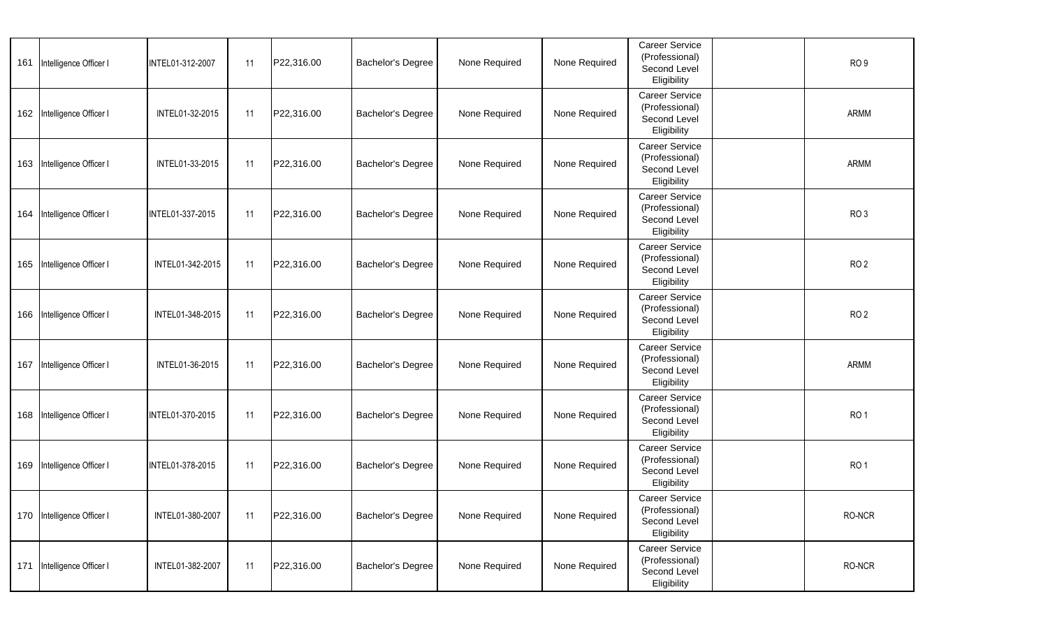| | | | | | | | | | | |
|---|---|---|---|---|---|---|---|---|---|---|
| 161 | Intelligence Officer I | INTEL01-312-2007 | 11 | P22,316.00 | Bachelor's Degree | None Required | None Required | Career Service (Professional) Second Level Eligibility | | RO 9 |
| 162 | Intelligence Officer I | INTEL01-32-2015 | 11 | P22,316.00 | Bachelor's Degree | None Required | None Required | Career Service (Professional) Second Level Eligibility | | ARMM |
| 163 | Intelligence Officer I | INTEL01-33-2015 | 11 | P22,316.00 | Bachelor's Degree | None Required | None Required | Career Service (Professional) Second Level Eligibility | | ARMM |
| 164 | Intelligence Officer I | INTEL01-337-2015 | 11 | P22,316.00 | Bachelor's Degree | None Required | None Required | Career Service (Professional) Second Level Eligibility | | RO 3 |
| 165 | Intelligence Officer I | INTEL01-342-2015 | 11 | P22,316.00 | Bachelor's Degree | None Required | None Required | Career Service (Professional) Second Level Eligibility | | RO 2 |
| 166 | Intelligence Officer I | INTEL01-348-2015 | 11 | P22,316.00 | Bachelor's Degree | None Required | None Required | Career Service (Professional) Second Level Eligibility | | RO 2 |
| 167 | Intelligence Officer I | INTEL01-36-2015 | 11 | P22,316.00 | Bachelor's Degree | None Required | None Required | Career Service (Professional) Second Level Eligibility | | ARMM |
| 168 | Intelligence Officer I | INTEL01-370-2015 | 11 | P22,316.00 | Bachelor's Degree | None Required | None Required | Career Service (Professional) Second Level Eligibility | | RO 1 |
| 169 | Intelligence Officer I | INTEL01-378-2015 | 11 | P22,316.00 | Bachelor's Degree | None Required | None Required | Career Service (Professional) Second Level Eligibility | | RO 1 |
| 170 | Intelligence Officer I | INTEL01-380-2007 | 11 | P22,316.00 | Bachelor's Degree | None Required | None Required | Career Service (Professional) Second Level Eligibility | | RO-NCR |
| 171 | Intelligence Officer I | INTEL01-382-2007 | 11 | P22,316.00 | Bachelor's Degree | None Required | None Required | Career Service (Professional) Second Level Eligibility | | RO-NCR |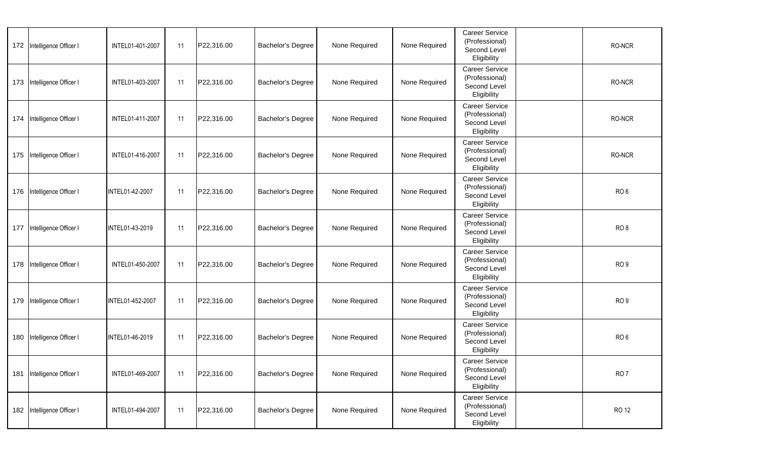| | | | | | | | | | | |
|---|---|---|---|---|---|---|---|---|---|---|
| 172 | Intelligence Officer I | INTEL01-401-2007 | 11 | P22,316.00 | Bachelor's Degree | None Required | None Required | Career Service (Professional) Second Level Eligibility | | RO-NCR |
| 173 | Intelligence Officer I | INTEL01-403-2007 | 11 | P22,316.00 | Bachelor's Degree | None Required | None Required | Career Service (Professional) Second Level Eligibility | | RO-NCR |
| 174 | Intelligence Officer I | INTEL01-411-2007 | 11 | P22,316.00 | Bachelor's Degree | None Required | None Required | Career Service (Professional) Second Level Eligibility | | RO-NCR |
| 175 | Intelligence Officer I | INTEL01-416-2007 | 11 | P22,316.00 | Bachelor's Degree | None Required | None Required | Career Service (Professional) Second Level Eligibility | | RO-NCR |
| 176 | Intelligence Officer I | INTEL01-42-2007 | 11 | P22,316.00 | Bachelor's Degree | None Required | None Required | Career Service (Professional) Second Level Eligibility | | RO 6 |
| 177 | Intelligence Officer I | INTEL01-43-2019 | 11 | P22,316.00 | Bachelor's Degree | None Required | None Required | Career Service (Professional) Second Level Eligibility | | RO 8 |
| 178 | Intelligence Officer I | INTEL01-450-2007 | 11 | P22,316.00 | Bachelor's Degree | None Required | None Required | Career Service (Professional) Second Level Eligibility | | RO 9 |
| 179 | Intelligence Officer I | INTEL01-452-2007 | 11 | P22,316.00 | Bachelor's Degree | None Required | None Required | Career Service (Professional) Second Level Eligibility | | RO 9 |
| 180 | Intelligence Officer I | INTEL01-46-2019 | 11 | P22,316.00 | Bachelor's Degree | None Required | None Required | Career Service (Professional) Second Level Eligibility | | RO 6 |
| 181 | Intelligence Officer I | INTEL01-469-2007 | 11 | P22,316.00 | Bachelor's Degree | None Required | None Required | Career Service (Professional) Second Level Eligibility | | RO 7 |
| 182 | Intelligence Officer I | INTEL01-494-2007 | 11 | P22,316.00 | Bachelor's Degree | None Required | None Required | Career Service (Professional) Second Level Eligibility | | RO 12 |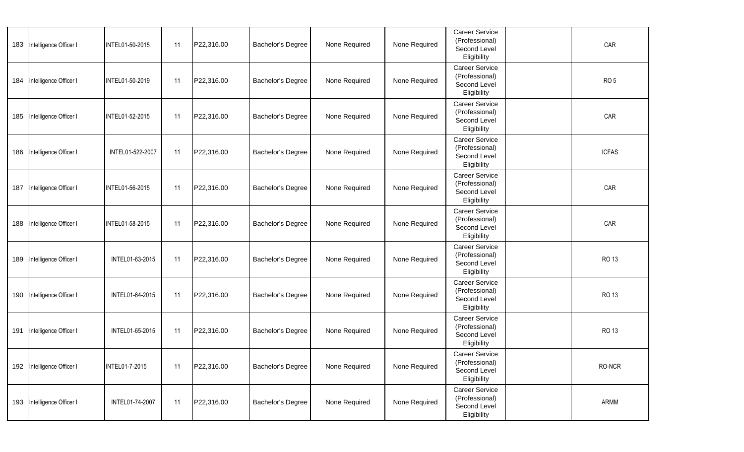| | | | | | | | | | | |
|---|---|---|---|---|---|---|---|---|---|---|
| 183 | Intelligence Officer I | INTEL01-50-2015 | 11 | P22,316.00 | Bachelor's Degree | None Required | None Required | Career Service (Professional) Second Level Eligibility | | CAR |
| 184 | Intelligence Officer I | INTEL01-50-2019 | 11 | P22,316.00 | Bachelor's Degree | None Required | None Required | Career Service (Professional) Second Level Eligibility | | RO 5 |
| 185 | Intelligence Officer I | INTEL01-52-2015 | 11 | P22,316.00 | Bachelor's Degree | None Required | None Required | Career Service (Professional) Second Level Eligibility | | CAR |
| 186 | Intelligence Officer I | INTEL01-522-2007 | 11 | P22,316.00 | Bachelor's Degree | None Required | None Required | Career Service (Professional) Second Level Eligibility | | ICFAS |
| 187 | Intelligence Officer I | INTEL01-56-2015 | 11 | P22,316.00 | Bachelor's Degree | None Required | None Required | Career Service (Professional) Second Level Eligibility | | CAR |
| 188 | Intelligence Officer I | INTEL01-58-2015 | 11 | P22,316.00 | Bachelor's Degree | None Required | None Required | Career Service (Professional) Second Level Eligibility | | CAR |
| 189 | Intelligence Officer I | INTEL01-63-2015 | 11 | P22,316.00 | Bachelor's Degree | None Required | None Required | Career Service (Professional) Second Level Eligibility | | RO 13 |
| 190 | Intelligence Officer I | INTEL01-64-2015 | 11 | P22,316.00 | Bachelor's Degree | None Required | None Required | Career Service (Professional) Second Level Eligibility | | RO 13 |
| 191 | Intelligence Officer I | INTEL01-65-2015 | 11 | P22,316.00 | Bachelor's Degree | None Required | None Required | Career Service (Professional) Second Level Eligibility | | RO 13 |
| 192 | Intelligence Officer I | INTEL01-7-2015 | 11 | P22,316.00 | Bachelor's Degree | None Required | None Required | Career Service (Professional) Second Level Eligibility | | RO-NCR |
| 193 | Intelligence Officer I | INTEL01-74-2007 | 11 | P22,316.00 | Bachelor's Degree | None Required | None Required | Career Service (Professional) Second Level Eligibility | | ARMM |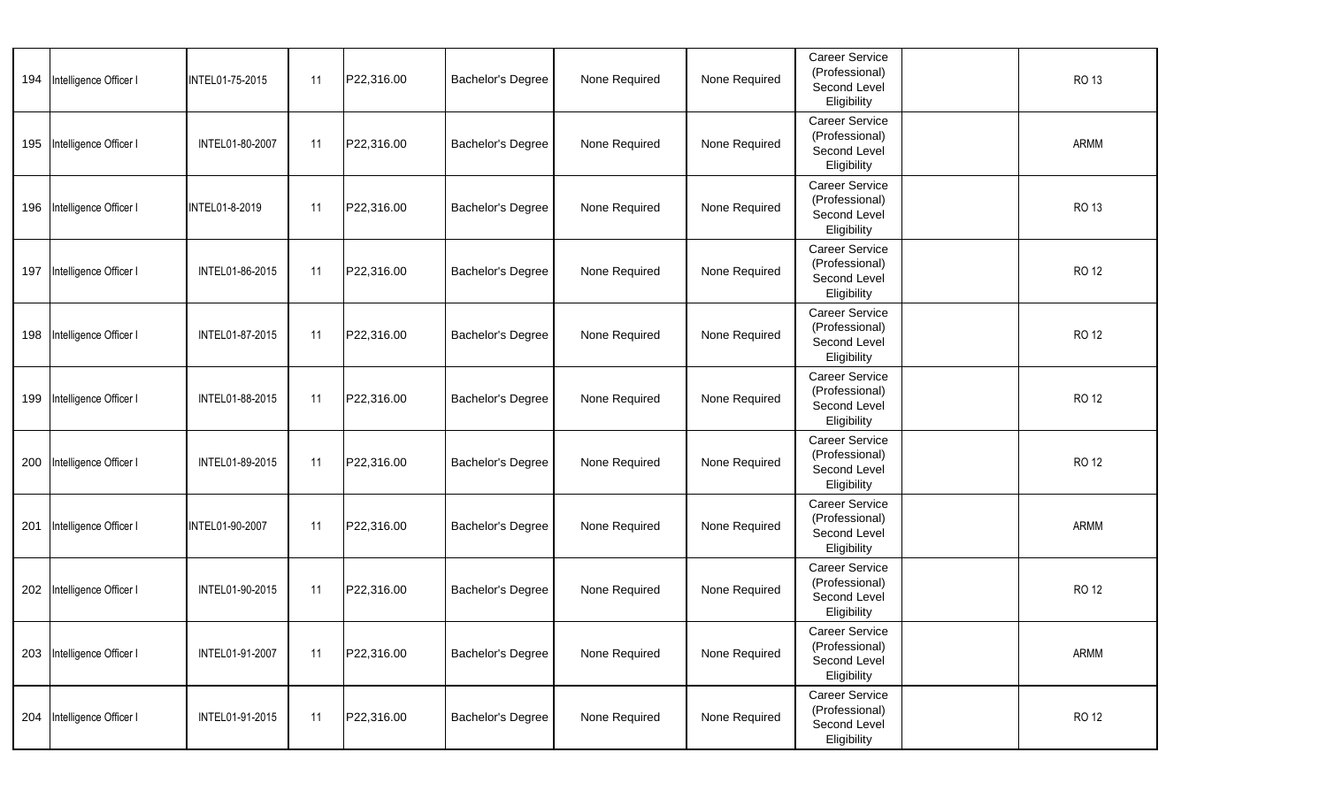| | | | | | | | | | | |
|---|---|---|---|---|---|---|---|---|---|---|
| 194 | Intelligence Officer I | INTEL01-75-2015 | 11 | P22,316.00 | Bachelor's Degree | None Required | None Required | Career Service (Professional) Second Level Eligibility | | RO 13 |
| 195 | Intelligence Officer I | INTEL01-80-2007 | 11 | P22,316.00 | Bachelor's Degree | None Required | None Required | Career Service (Professional) Second Level Eligibility | | ARMM |
| 196 | Intelligence Officer I | INTEL01-8-2019 | 11 | P22,316.00 | Bachelor's Degree | None Required | None Required | Career Service (Professional) Second Level Eligibility | | RO 13 |
| 197 | Intelligence Officer I | INTEL01-86-2015 | 11 | P22,316.00 | Bachelor's Degree | None Required | None Required | Career Service (Professional) Second Level Eligibility | | RO 12 |
| 198 | Intelligence Officer I | INTEL01-87-2015 | 11 | P22,316.00 | Bachelor's Degree | None Required | None Required | Career Service (Professional) Second Level Eligibility | | RO 12 |
| 199 | Intelligence Officer I | INTEL01-88-2015 | 11 | P22,316.00 | Bachelor's Degree | None Required | None Required | Career Service (Professional) Second Level Eligibility | | RO 12 |
| 200 | Intelligence Officer I | INTEL01-89-2015 | 11 | P22,316.00 | Bachelor's Degree | None Required | None Required | Career Service (Professional) Second Level Eligibility | | RO 12 |
| 201 | Intelligence Officer I | INTEL01-90-2007 | 11 | P22,316.00 | Bachelor's Degree | None Required | None Required | Career Service (Professional) Second Level Eligibility | | ARMM |
| 202 | Intelligence Officer I | INTEL01-90-2015 | 11 | P22,316.00 | Bachelor's Degree | None Required | None Required | Career Service (Professional) Second Level Eligibility | | RO 12 |
| 203 | Intelligence Officer I | INTEL01-91-2007 | 11 | P22,316.00 | Bachelor's Degree | None Required | None Required | Career Service (Professional) Second Level Eligibility | | ARMM |
| 204 | Intelligence Officer I | INTEL01-91-2015 | 11 | P22,316.00 | Bachelor's Degree | None Required | None Required | Career Service (Professional) Second Level Eligibility | | RO 12 |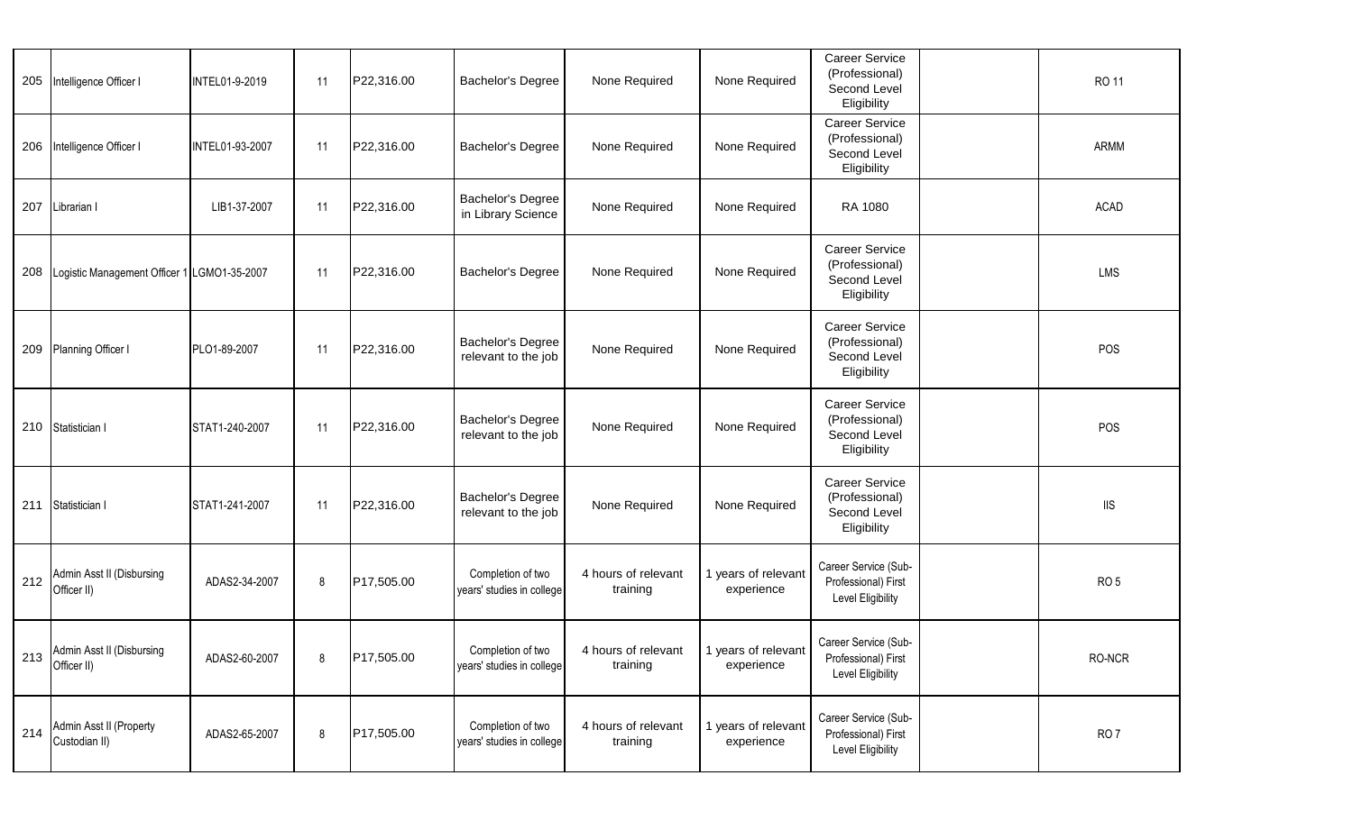| | | | | | | | | | | |
|---|---|---|---|---|---|---|---|---|---|---|
| 205 | Intelligence Officer I | INTEL01-9-2019 | 11 | P22,316.00 | Bachelor's Degree | None Required | None Required | Career Service (Professional) Second Level Eligibility | | RO 11 |
| 206 | Intelligence Officer I | INTEL01-93-2007 | 11 | P22,316.00 | Bachelor's Degree | None Required | None Required | Career Service (Professional) Second Level Eligibility | | ARMM |
| 207 | Librarian I | LIB1-37-2007 | 11 | P22,316.00 | Bachelor's Degree in Library Science | None Required | None Required | RA 1080 | | ACAD |
| 208 | Logistic Management Officer 1 | LGMO1-35-2007 | 11 | P22,316.00 | Bachelor's Degree | None Required | None Required | Career Service (Professional) Second Level Eligibility | | LMS |
| 209 | Planning Officer I | PLO1-89-2007 | 11 | P22,316.00 | Bachelor's Degree relevant to the job | None Required | None Required | Career Service (Professional) Second Level Eligibility | | POS |
| 210 | Statistician I | STAT1-240-2007 | 11 | P22,316.00 | Bachelor's Degree relevant to the job | None Required | None Required | Career Service (Professional) Second Level Eligibility | | POS |
| 211 | Statistician I | STAT1-241-2007 | 11 | P22,316.00 | Bachelor's Degree relevant to the job | None Required | None Required | Career Service (Professional) Second Level Eligibility | | IIS |
| 212 | Admin Asst II (Disbursing Officer II) | ADAS2-34-2007 | 8 | P17,505.00 | Completion of two years' studies in college | 4 hours of relevant training | 1 years of relevant experience | Career Service (Sub-Professional) First Level Eligibility | | RO 5 |
| 213 | Admin Asst II (Disbursing Officer II) | ADAS2-60-2007 | 8 | P17,505.00 | Completion of two years' studies in college | 4 hours of relevant training | 1 years of relevant experience | Career Service (Sub-Professional) First Level Eligibility | | RO-NCR |
| 214 | Admin Asst II (Property Custodian II) | ADAS2-65-2007 | 8 | P17,505.00 | Completion of two years' studies in college | 4 hours of relevant training | 1 years of relevant experience | Career Service (Sub-Professional) First Level Eligibility | | RO 7 |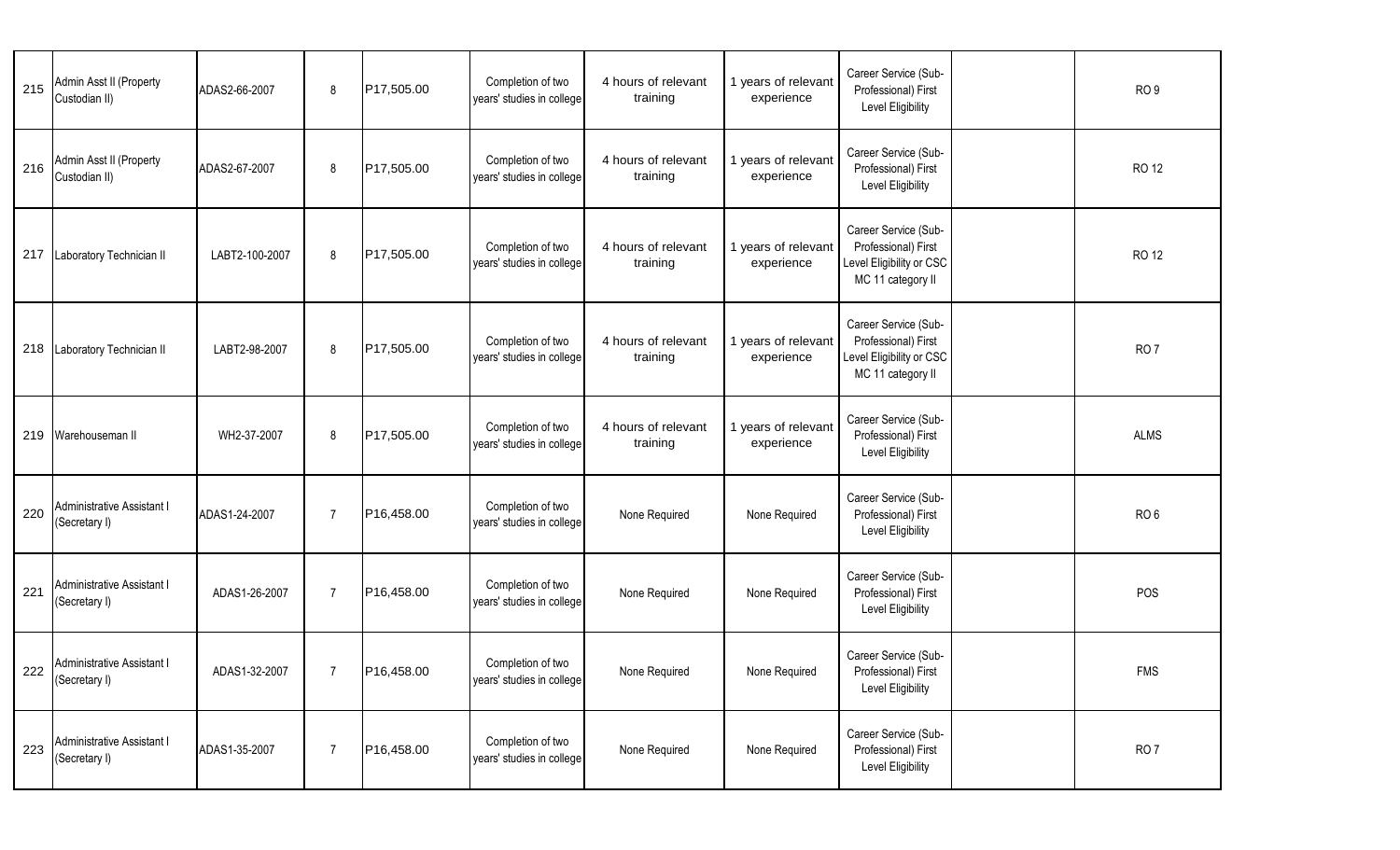| | | | | | | | | | | |
|---|---|---|---|---|---|---|---|---|---|---|
| 215 | Admin Asst II (Property Custodian II) | ADAS2-66-2007 | 8 | P17,505.00 | Completion of two years' studies in college | 4 hours of relevant training | 1 years of relevant experience | Career Service (Sub-Professional) First Level Eligibility | | RO 9 |
| 216 | Admin Asst II (Property Custodian II) | ADAS2-67-2007 | 8 | P17,505.00 | Completion of two years' studies in college | 4 hours of relevant training | 1 years of relevant experience | Career Service (Sub-Professional) First Level Eligibility | | RO 12 |
| 217 | Laboratory Technician II | LABT2-100-2007 | 8 | P17,505.00 | Completion of two years' studies in college | 4 hours of relevant training | 1 years of relevant experience | Career Service (Sub-Professional) First Level Eligibility or CSC MC 11 category II | | RO 12 |
| 218 | Laboratory Technician II | LABT2-98-2007 | 8 | P17,505.00 | Completion of two years' studies in college | 4 hours of relevant training | 1 years of relevant experience | Career Service (Sub-Professional) First Level Eligibility or CSC MC 11 category II | | RO 7 |
| 219 | Warehouseman II | WH2-37-2007 | 8 | P17,505.00 | Completion of two years' studies in college | 4 hours of relevant training | 1 years of relevant experience | Career Service (Sub-Professional) First Level Eligibility | | ALMS |
| 220 | Administrative Assistant I (Secretary I) | ADAS1-24-2007 | 7 | P16,458.00 | Completion of two years' studies in college | None Required | None Required | Career Service (Sub-Professional) First Level Eligibility | | RO 6 |
| 221 | Administrative Assistant I (Secretary I) | ADAS1-26-2007 | 7 | P16,458.00 | Completion of two years' studies in college | None Required | None Required | Career Service (Sub-Professional) First Level Eligibility | | POS |
| 222 | Administrative Assistant I (Secretary I) | ADAS1-32-2007 | 7 | P16,458.00 | Completion of two years' studies in college | None Required | None Required | Career Service (Sub-Professional) First Level Eligibility | | FMS |
| 223 | Administrative Assistant I (Secretary I) | ADAS1-35-2007 | 7 | P16,458.00 | Completion of two years' studies in college | None Required | None Required | Career Service (Sub-Professional) First Level Eligibility | | RO 7 |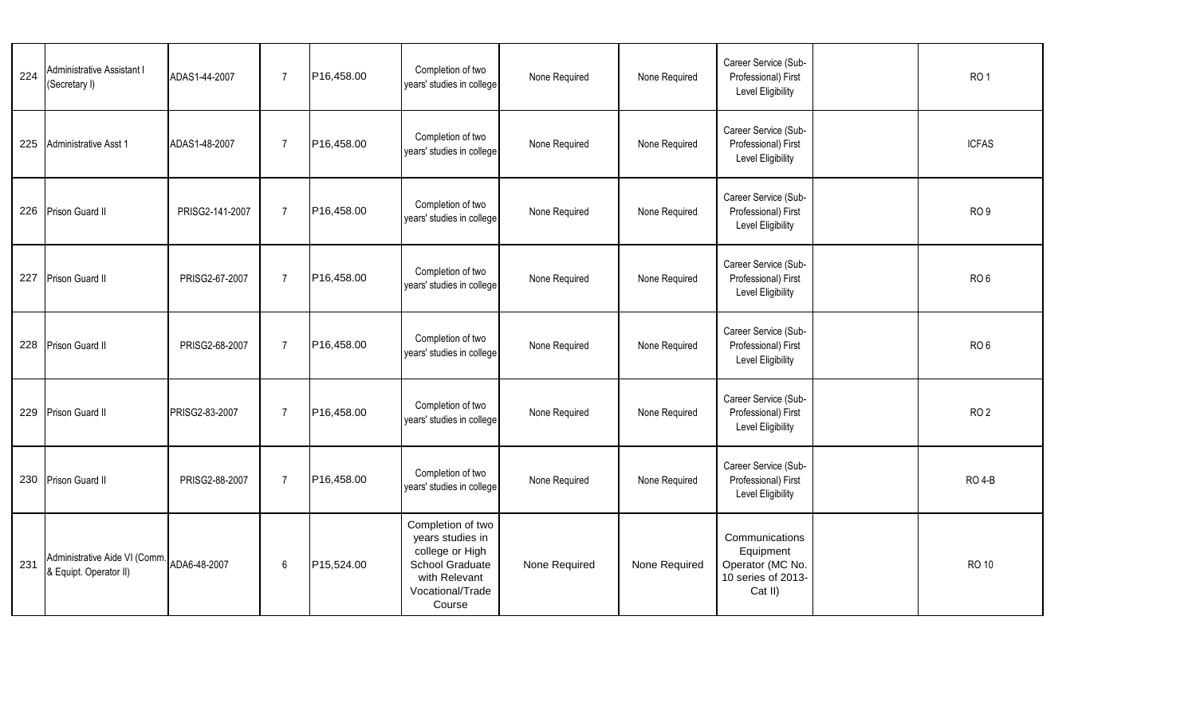| | | | | | | | | | | |
|---|---|---|---|---|---|---|---|---|---|---|
| 224 | Administrative Assistant I (Secretary I) | ADAS1-44-2007 | 7 | P16,458.00 | Completion of two years' studies in college | None Required | None Required | Career Service (Sub-Professional) First Level Eligibility | | RO 1 |
| 225 | Administrative Asst 1 | ADAS1-48-2007 | 7 | P16,458.00 | Completion of two years' studies in college | None Required | None Required | Career Service (Sub-Professional) First Level Eligibility | | ICFAS |
| 226 | Prison Guard II | PRISG2-141-2007 | 7 | P16,458.00 | Completion of two years' studies in college | None Required | None Required | Career Service (Sub-Professional) First Level Eligibility | | RO 9 |
| 227 | Prison Guard II | PRISG2-67-2007 | 7 | P16,458.00 | Completion of two years' studies in college | None Required | None Required | Career Service (Sub-Professional) First Level Eligibility | | RO 6 |
| 228 | Prison Guard II | PRISG2-68-2007 | 7 | P16,458.00 | Completion of two years' studies in college | None Required | None Required | Career Service (Sub-Professional) First Level Eligibility | | RO 6 |
| 229 | Prison Guard II | PRISG2-83-2007 | 7 | P16,458.00 | Completion of two years' studies in college | None Required | None Required | Career Service (Sub-Professional) First Level Eligibility | | RO 2 |
| 230 | Prison Guard II | PRISG2-88-2007 | 7 | P16,458.00 | Completion of two years' studies in college | None Required | None Required | Career Service (Sub-Professional) First Level Eligibility | | RO 4-B |
| 231 | Administrative Aide VI (Comm. & Equipt. Operator II) | ADA6-48-2007 | 6 | P15,524.00 | Completion of two years studies in college or High School Graduate with Relevant Vocational/Trade Course | None Required | None Required | Communications Equipment Operator (MC No. 10 series of 2013-Cat II) | | RO 10 |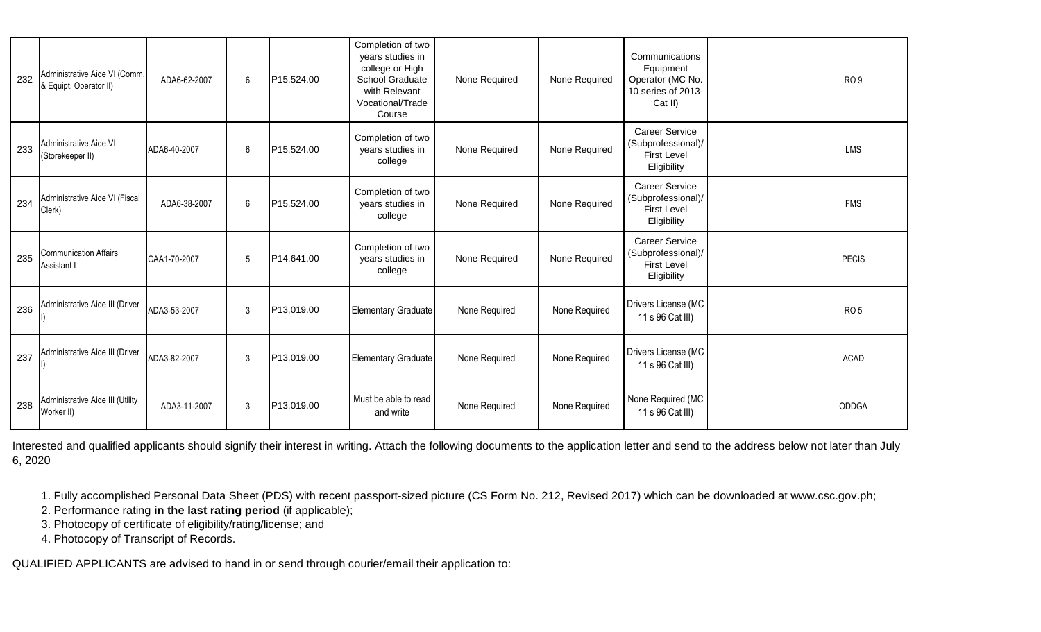| 232 | Administrative Aide VI (Comm. & Equipt. Operator II) | ADA6-62-2007 | 6 | P15,524.00 | Completion of two years studies in college or High School Graduate with Relevant Vocational/Trade Course | None Required | None Required | Communications Equipment Operator (MC No. 10 series of 2013-Cat II) | | RO 9 |
|---|---|---|---|---|---|---|---|---|---|---|
| 233 | Administrative Aide VI (Storekeeper II) | ADA6-40-2007 | 6 | P15,524.00 | Completion of two years studies in college | None Required | None Required | Career Service (Subprofessional)/ First Level Eligibility | | LMS |
| 234 | Administrative Aide VI (Fiscal Clerk) | ADA6-38-2007 | 6 | P15,524.00 | Completion of two years studies in college | None Required | None Required | Career Service (Subprofessional)/ First Level Eligibility | | FMS |
| 235 | Communication Affairs Assistant I | CAA1-70-2007 | 5 | P14,641.00 | Completion of two years studies in college | None Required | None Required | Career Service (Subprofessional)/ First Level Eligibility | | PECIS |
| 236 | Administrative Aide III (Driver I) | ADA3-53-2007 | 3 | P13,019.00 | Elementary Graduate | None Required | None Required | Drivers License (MC 11 s 96 Cat III) | | RO 5 |
| 237 | Administrative Aide III (Driver I) | ADA3-82-2007 | 3 | P13,019.00 | Elementary Graduate | None Required | None Required | Drivers License (MC 11 s 96 Cat III) | | ACAD |
| 238 | Administrative Aide III (Utility Worker II) | ADA3-11-2007 | 3 | P13,019.00 | Must be able to read and write | None Required | None Required | None Required (MC 11 s 96 Cat III) | | ODDGA |

Interested and qualified applicants should signify their interest in writing. Attach the following documents to the application letter and send to the address below not later than July 6, 2020

1. Fully accomplished Personal Data Sheet (PDS) with recent passport-sized picture (CS Form No. 212, Revised 2017) which can be downloaded at www.csc.gov.ph;
2. Performance rating **in the last rating period** (if applicable);
3. Photocopy of certificate of eligibility/rating/license; and
4. Photocopy of Transcript of Records.

QUALIFIED APPLICANTS are advised to hand in or send through courier/email their application to: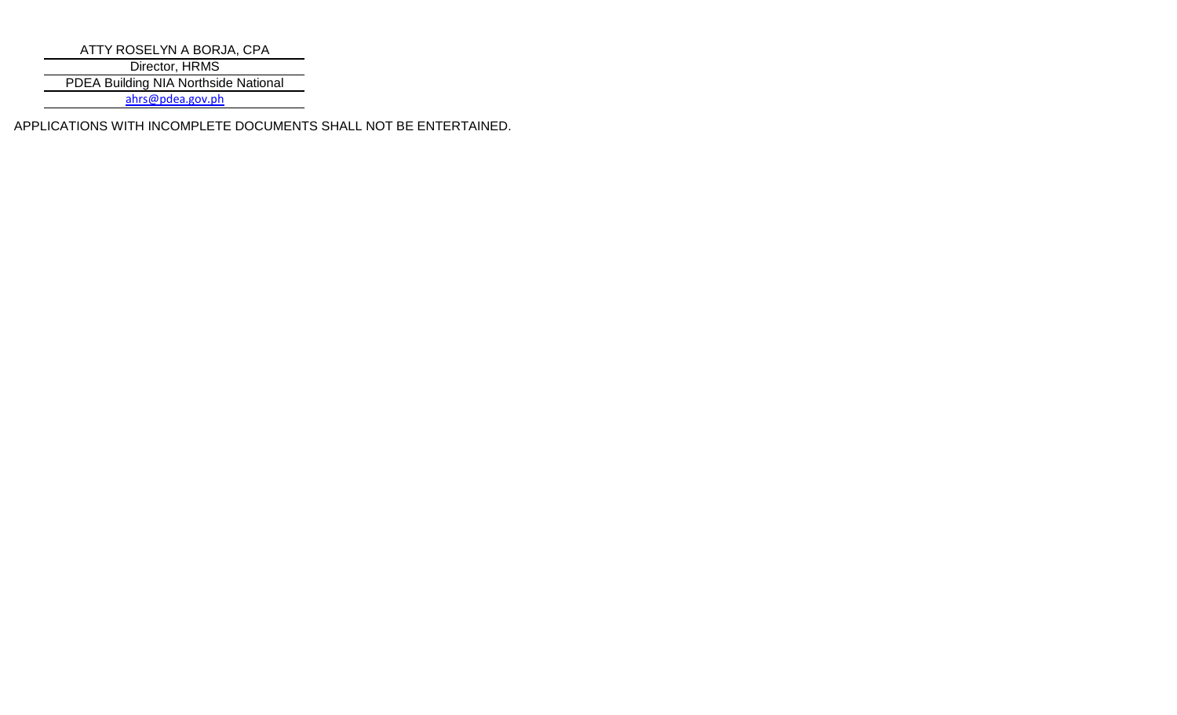ATTY ROSELYN A BORJA, CPA
Director, HRMS
PDEA Building NIA Northside National
ahrs@pdea.gov.ph

APPLICATIONS WITH INCOMPLETE DOCUMENTS SHALL NOT BE ENTERTAINED.